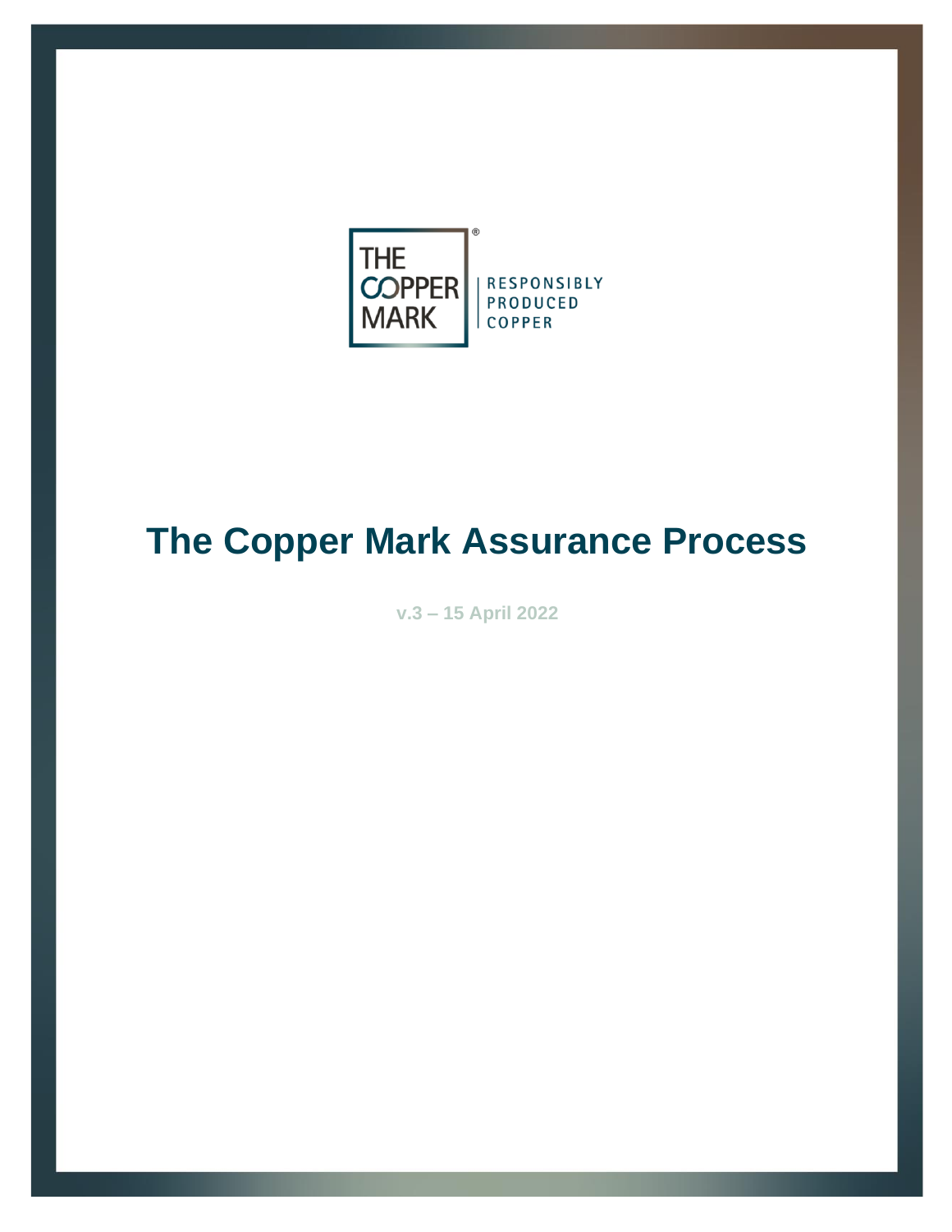THE COPPER MARK

RESPONSIBLY PRODUCED COPPER

# The Copper Mark Assurance Process

v.3 – 15 April 2022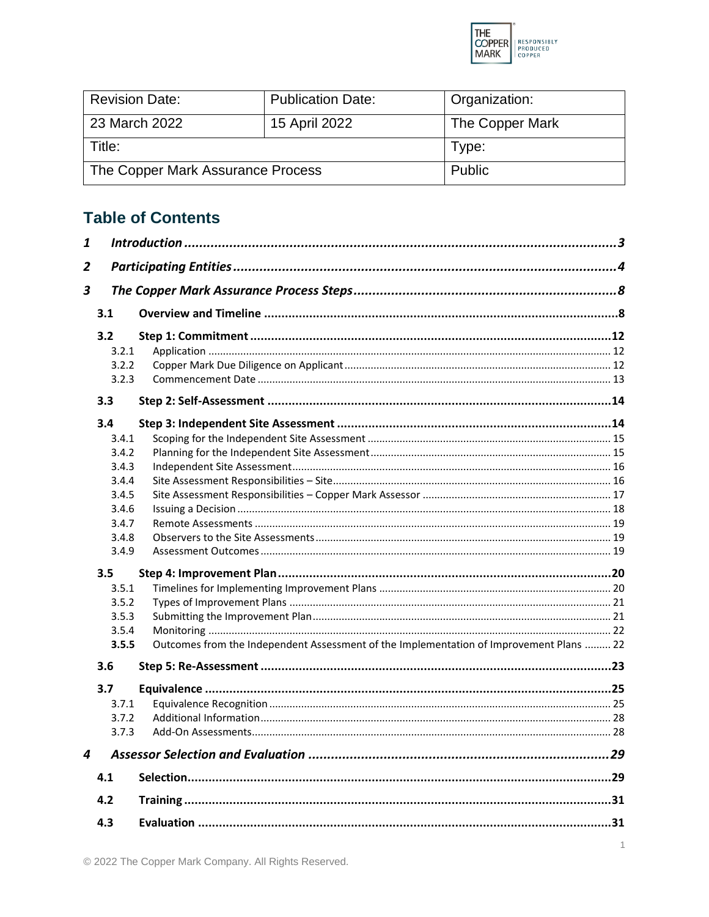| Revision Date: | Publication Date: | Organization: |
|---|---|---|
| 23 March 2022 | 15 April 2022 | The Copper Mark |
| Title: | | Type: |
| The Copper Mark Assurance Process | | Public |

## Table of Contents

***1 Introduction ... 3***

***2 Participating Entities ... 4***

***3 The Copper Mark Assurance Process Steps ... 8***

**3.1 Overview and Timeline ... 8**

**3.2 Step 1: Commitment ... 12**

- 3.2.1 Application ... 12
- 3.2.2 Copper Mark Due Diligence on Applicant ... 12
- 3.2.3 Commencement Date ... 13

**3.3 Step 2: Self-Assessment ... 14**

**3.4 Step 3: Independent Site Assessment ... 14**

- 3.4.1 Scoping for the Independent Site Assessment ... 15
- 3.4.2 Planning for the Independent Site Assessment ... 15
- 3.4.3 Independent Site Assessment ... 16
- 3.4.4 Site Assessment Responsibilities – Site ... 16
- 3.4.5 Site Assessment Responsibilities – Copper Mark Assessor ... 17
- 3.4.6 Issuing a Decision ... 18
- 3.4.7 Remote Assessments ... 19
- 3.4.8 Observers to the Site Assessments ... 19
- 3.4.9 Assessment Outcomes ... 19

**3.5 Step 4: Improvement Plan ... 20**

- 3.5.1 Timelines for Implementing Improvement Plans ... 20
- 3.5.2 Types of Improvement Plans ... 21
- 3.5.3 Submitting the Improvement Plan ... 21
- 3.5.4 Monitoring ... 22
- **3.5.5** Outcomes from the Independent Assessment of the Implementation of Improvement Plans ... 22

**3.6 Step 5: Re-Assessment ... 23**

**3.7 Equivalence ... 25**

- 3.7.1 Equivalence Recognition ... 25
- 3.7.2 Additional Information ... 28
- 3.7.3 Add-On Assessments ... 28

***4 Assessor Selection and Evaluation ... 29***

**4.1 Selection ... 29**

**4.2 Training ... 31**

**4.3 Evaluation ... 31**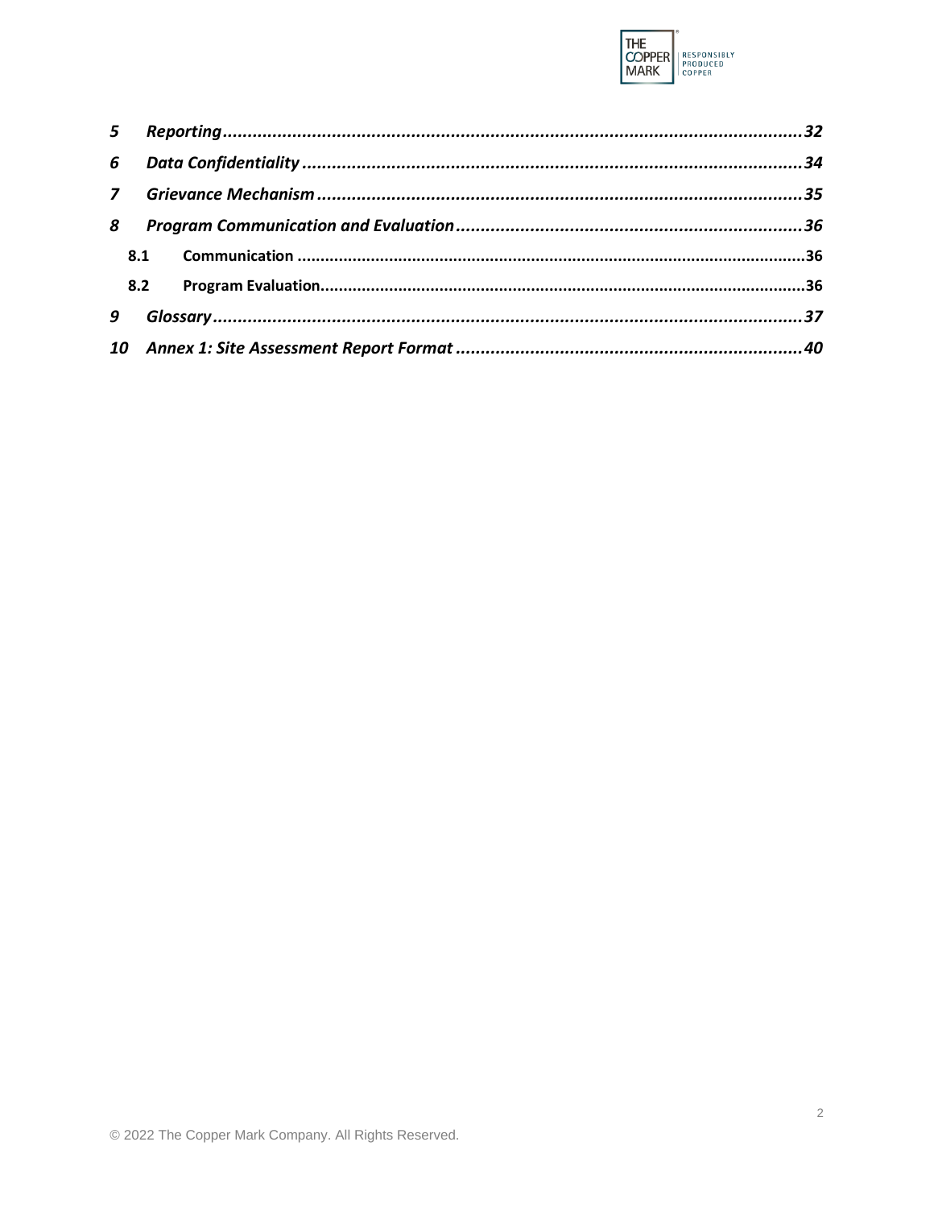| | | |
|---|---|---|
| ***5*** | ***Reporting*** | ***32*** |
| ***6*** | ***Data Confidentiality*** | ***34*** |
| ***7*** | ***Grievance Mechanism*** | ***35*** |
| ***8*** | ***Program Communication and Evaluation*** | ***36*** |
| **8.1** | **Communication** | **36** |
| **8.2** | **Program Evaluation** | **36** |
| ***9*** | ***Glossary*** | ***37*** |
| ***10*** | ***Annex 1: Site Assessment Report Format*** | ***40*** |

© 2022 The Copper Mark Company. All Rights Reserved.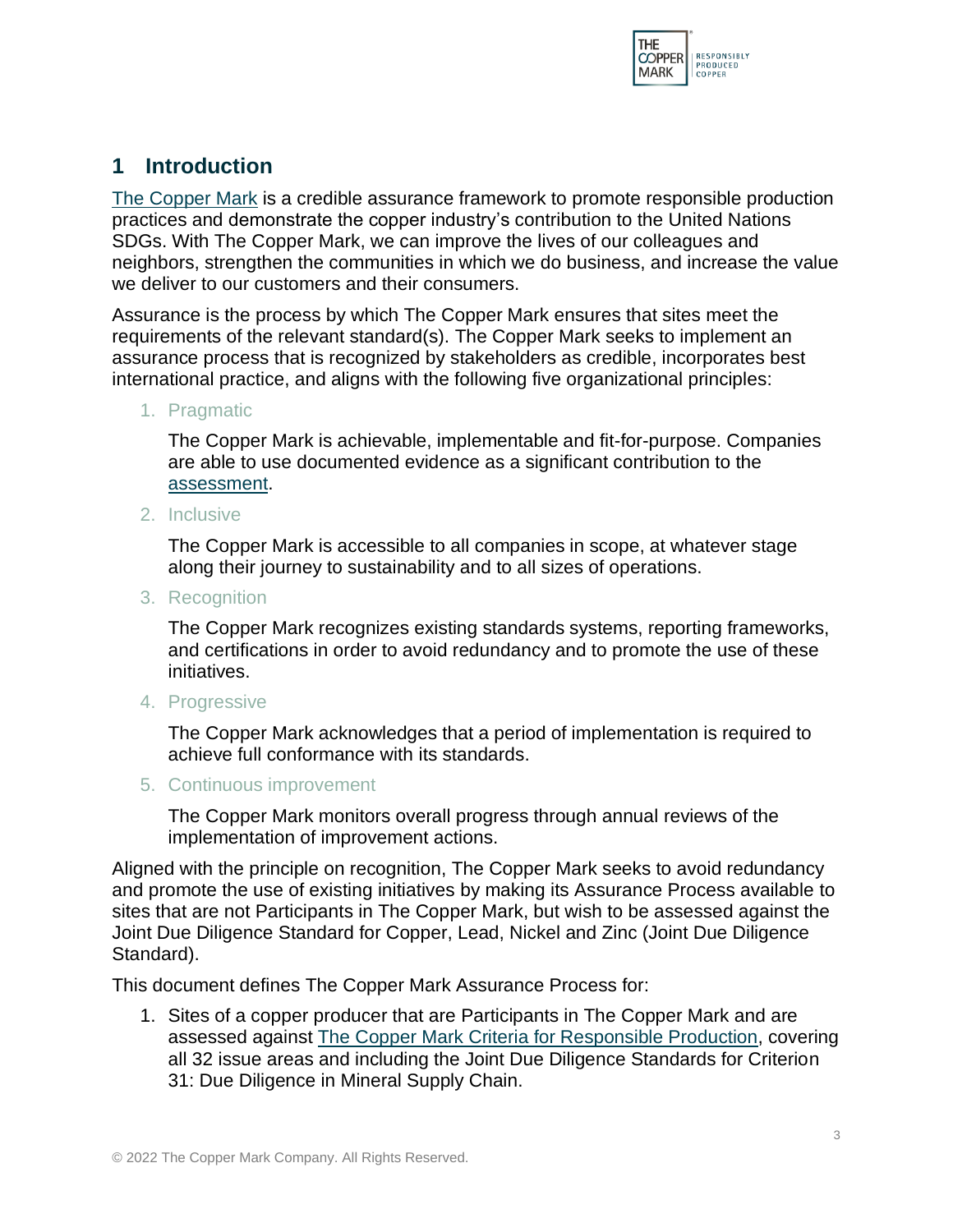# 1 Introduction

The Copper Mark is a credible assurance framework to promote responsible production practices and demonstrate the copper industry's contribution to the United Nations SDGs. With The Copper Mark, we can improve the lives of our colleagues and neighbors, strengthen the communities in which we do business, and increase the value we deliver to our customers and their consumers.

Assurance is the process by which The Copper Mark ensures that sites meet the requirements of the relevant standard(s). The Copper Mark seeks to implement an assurance process that is recognized by stakeholders as credible, incorporates best international practice, and aligns with the following five organizational principles:

1. Pragmatic

   The Copper Mark is achievable, implementable and fit-for-purpose. Companies are able to use documented evidence as a significant contribution to the assessment.

2. Inclusive

   The Copper Mark is accessible to all companies in scope, at whatever stage along their journey to sustainability and to all sizes of operations.

3. Recognition

   The Copper Mark recognizes existing standards systems, reporting frameworks, and certifications in order to avoid redundancy and to promote the use of these initiatives.

4. Progressive

   The Copper Mark acknowledges that a period of implementation is required to achieve full conformance with its standards.

5. Continuous improvement

   The Copper Mark monitors overall progress through annual reviews of the implementation of improvement actions.

Aligned with the principle on recognition, The Copper Mark seeks to avoid redundancy and promote the use of existing initiatives by making its Assurance Process available to sites that are not Participants in The Copper Mark, but wish to be assessed against the Joint Due Diligence Standard for Copper, Lead, Nickel and Zinc (Joint Due Diligence Standard).

This document defines The Copper Mark Assurance Process for:

1. Sites of a copper producer that are Participants in The Copper Mark and are assessed against The Copper Mark Criteria for Responsible Production, covering all 32 issue areas and including the Joint Due Diligence Standards for Criterion 31: Due Diligence in Mineral Supply Chain.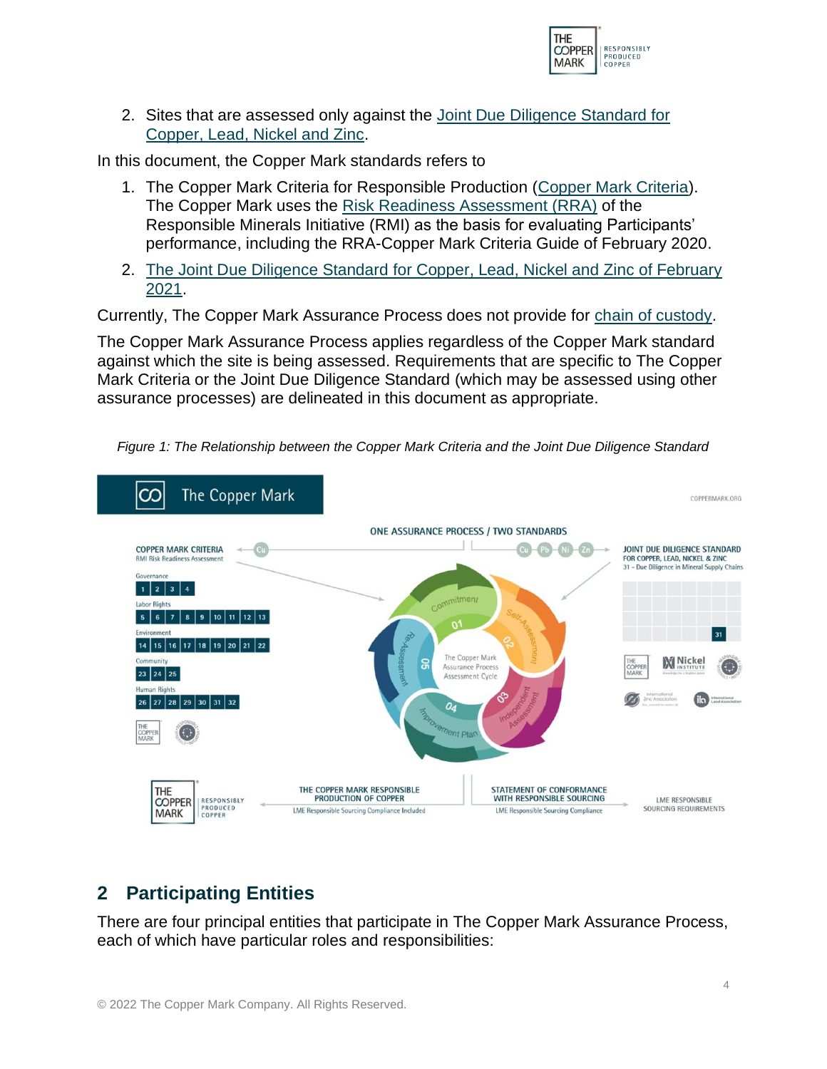2. Sites that are assessed only against the Joint Due Diligence Standard for Copper, Lead, Nickel and Zinc.

In this document, the Copper Mark standards refers to

1. The Copper Mark Criteria for Responsible Production (Copper Mark Criteria). The Copper Mark uses the Risk Readiness Assessment (RRA) of the Responsible Minerals Initiative (RMI) as the basis for evaluating Participants' performance, including the RRA-Copper Mark Criteria Guide of February 2020.
2. The Joint Due Diligence Standard for Copper, Lead, Nickel and Zinc of February 2021.

Currently, The Copper Mark Assurance Process does not provide for chain of custody.

The Copper Mark Assurance Process applies regardless of the Copper Mark standard against which the site is being assessed. Requirements that are specific to The Copper Mark Criteria or the Joint Due Diligence Standard (which may be assessed using other assurance processes) are delineated in this document as appropriate.

*Figure 1: The Relationship between the Copper Mark Criteria and the Joint Due Diligence Standard*

## 2 Participating Entities

There are four principal entities that participate in The Copper Mark Assurance Process, each of which have particular roles and responsibilities: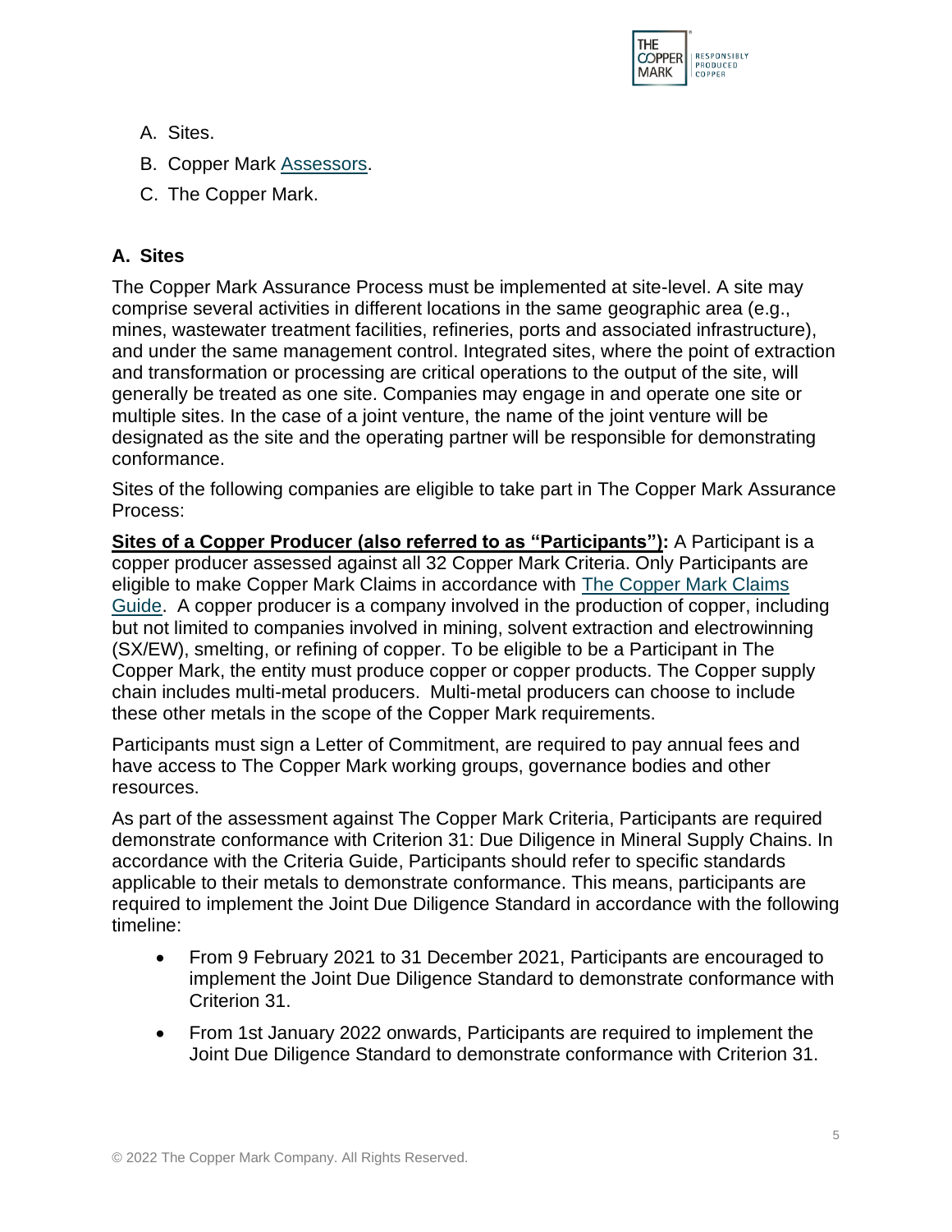A. Sites.

B. Copper Mark [Assessors](#).

C. The Copper Mark.

## A. Sites

The Copper Mark Assurance Process must be implemented at site-level. A site may comprise several activities in different locations in the same geographic area (e.g., mines, wastewater treatment facilities, refineries, ports and associated infrastructure), and under the same management control. Integrated sites, where the point of extraction and transformation or processing are critical operations to the output of the site, will generally be treated as one site. Companies may engage in and operate one site or multiple sites. In the case of a joint venture, the name of the joint venture will be designated as the site and the operating partner will be responsible for demonstrating conformance.

Sites of the following companies are eligible to take part in The Copper Mark Assurance Process:

**Sites of a Copper Producer (also referred to as "Participants"):** A Participant is a copper producer assessed against all 32 Copper Mark Criteria. Only Participants are eligible to make Copper Mark Claims in accordance with The Copper Mark Claims Guide. A copper producer is a company involved in the production of copper, including but not limited to companies involved in mining, solvent extraction and electrowinning (SX/EW), smelting, or refining of copper. To be eligible to be a Participant in The Copper Mark, the entity must produce copper or copper products. The Copper supply chain includes multi-metal producers. Multi-metal producers can choose to include these other metals in the scope of the Copper Mark requirements.

Participants must sign a Letter of Commitment, are required to pay annual fees and have access to The Copper Mark working groups, governance bodies and other resources.

As part of the assessment against The Copper Mark Criteria, Participants are required demonstrate conformance with Criterion 31: Due Diligence in Mineral Supply Chains. In accordance with the Criteria Guide, Participants should refer to specific standards applicable to their metals to demonstrate conformance. This means, participants are required to implement the Joint Due Diligence Standard in accordance with the following timeline:

- From 9 February 2021 to 31 December 2021, Participants are encouraged to implement the Joint Due Diligence Standard to demonstrate conformance with Criterion 31.
- From 1st January 2022 onwards, Participants are required to implement the Joint Due Diligence Standard to demonstrate conformance with Criterion 31.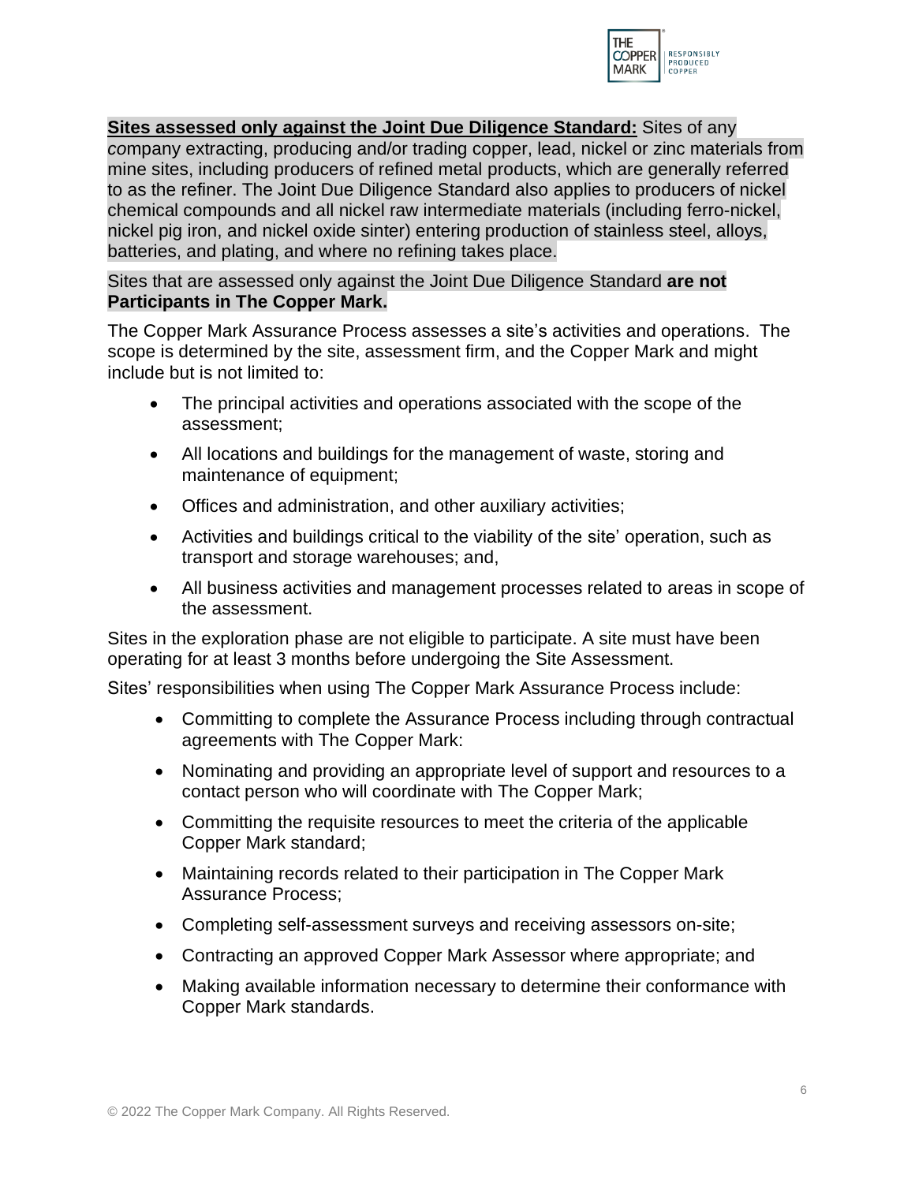**<u>Sites assessed only against the Joint Due Diligence Standard:</u>** Sites of any company extracting, producing and/or trading copper, lead, nickel or zinc materials from mine sites, including producers of refined metal products, which are generally referred to as the refiner. The Joint Due Diligence Standard also applies to producers of nickel chemical compounds and all nickel raw intermediate materials (including ferro-nickel, nickel pig iron, and nickel oxide sinter) entering production of stainless steel, alloys, batteries, and plating, and where no refining takes place.

Sites that are assessed only against the Joint Due Diligence Standard **are not Participants in The Copper Mark.**

The Copper Mark Assurance Process assesses a site's activities and operations. The scope is determined by the site, assessment firm, and the Copper Mark and might include but is not limited to:

- The principal activities and operations associated with the scope of the assessment;
- All locations and buildings for the management of waste, storing and maintenance of equipment;
- Offices and administration, and other auxiliary activities;
- Activities and buildings critical to the viability of the site' operation, such as transport and storage warehouses; and,
- All business activities and management processes related to areas in scope of the assessment.

Sites in the exploration phase are not eligible to participate. A site must have been operating for at least 3 months before undergoing the Site Assessment.

Sites' responsibilities when using The Copper Mark Assurance Process include:

- Committing to complete the Assurance Process including through contractual agreements with The Copper Mark:
- Nominating and providing an appropriate level of support and resources to a contact person who will coordinate with The Copper Mark;
- Committing the requisite resources to meet the criteria of the applicable Copper Mark standard;
- Maintaining records related to their participation in The Copper Mark Assurance Process;
- Completing self-assessment surveys and receiving assessors on-site;
- Contracting an approved Copper Mark Assessor where appropriate; and
- Making available information necessary to determine their conformance with Copper Mark standards.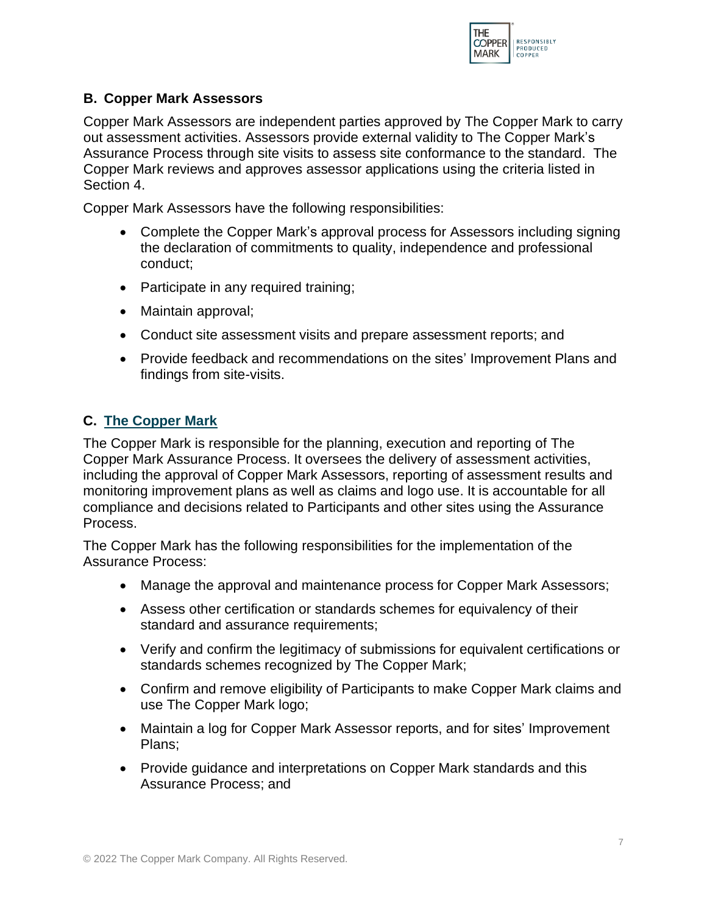## B. Copper Mark Assessors

Copper Mark Assessors are independent parties approved by The Copper Mark to carry out assessment activities. Assessors provide external validity to The Copper Mark's Assurance Process through site visits to assess site conformance to the standard. The Copper Mark reviews and approves assessor applications using the criteria listed in Section 4.

Copper Mark Assessors have the following responsibilities:

- Complete the Copper Mark's approval process for Assessors including signing the declaration of commitments to quality, independence and professional conduct;
- Participate in any required training;
- Maintain approval;
- Conduct site assessment visits and prepare assessment reports; and
- Provide feedback and recommendations on the sites' Improvement Plans and findings from site-visits.

## C. The Copper Mark

The Copper Mark is responsible for the planning, execution and reporting of The Copper Mark Assurance Process. It oversees the delivery of assessment activities, including the approval of Copper Mark Assessors, reporting of assessment results and monitoring improvement plans as well as claims and logo use. It is accountable for all compliance and decisions related to Participants and other sites using the Assurance Process.

The Copper Mark has the following responsibilities for the implementation of the Assurance Process:

- Manage the approval and maintenance process for Copper Mark Assessors;
- Assess other certification or standards schemes for equivalency of their standard and assurance requirements;
- Verify and confirm the legitimacy of submissions for equivalent certifications or standards schemes recognized by The Copper Mark;
- Confirm and remove eligibility of Participants to make Copper Mark claims and use The Copper Mark logo;
- Maintain a log for Copper Mark Assessor reports, and for sites' Improvement Plans;
- Provide guidance and interpretations on Copper Mark standards and this Assurance Process; and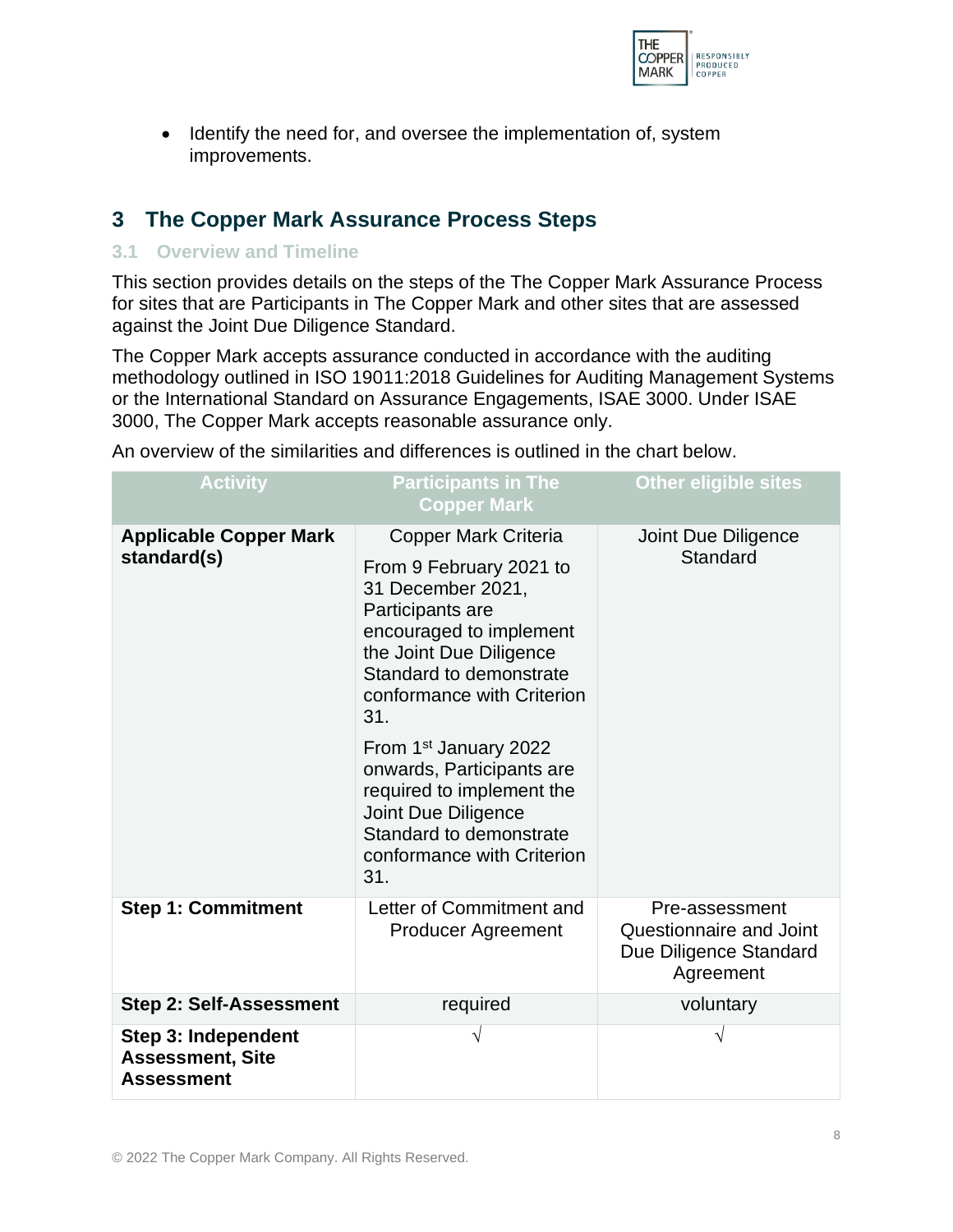- Identify the need for, and oversee the implementation of, system improvements.

# 3 The Copper Mark Assurance Process Steps

## 3.1 Overview and Timeline

This section provides details on the steps of the The Copper Mark Assurance Process for sites that are Participants in The Copper Mark and other sites that are assessed against the Joint Due Diligence Standard.

The Copper Mark accepts assurance conducted in accordance with the auditing methodology outlined in ISO 19011:2018 Guidelines for Auditing Management Systems or the International Standard on Assurance Engagements, ISAE 3000. Under ISAE 3000, The Copper Mark accepts reasonable assurance only.

An overview of the similarities and differences is outlined in the chart below.

| Activity | Participants in The Copper Mark | Other eligible sites |
|---|---|---|
| **Applicable Copper Mark standard(s)** | Copper Mark Criteria<br><br>From 9 February 2021 to 31 December 2021, Participants are encouraged to implement the Joint Due Diligence Standard to demonstrate conformance with Criterion 31.<br><br>From 1st January 2022 onwards, Participants are required to implement the Joint Due Diligence Standard to demonstrate conformance with Criterion 31. | Joint Due Diligence Standard |
| **Step 1: Commitment** | Letter of Commitment and Producer Agreement | Pre-assessment Questionnaire and Joint Due Diligence Standard Agreement |
| **Step 2: Self-Assessment** | required | voluntary |
| **Step 3: Independent Assessment, Site Assessment** | √ | √ |

© 2022 The Copper Mark Company. All Rights Reserved.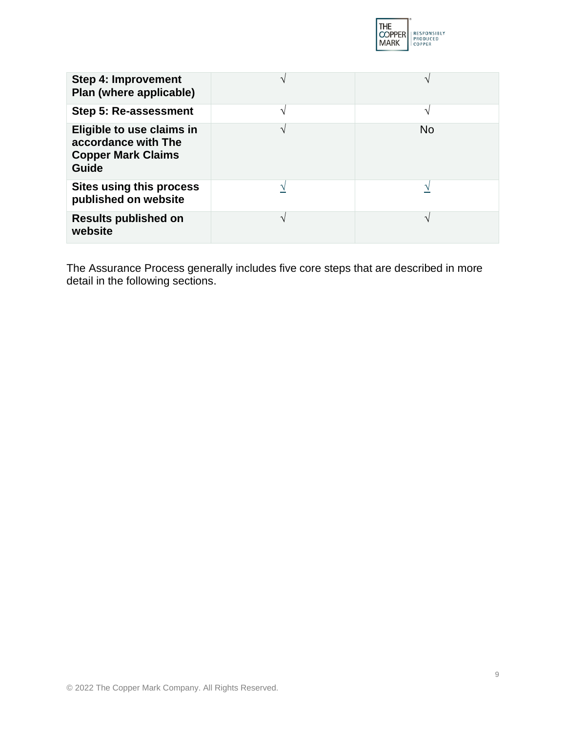| | | |
|---|---|---|
| **Step 4: Improvement Plan (where applicable)** | √ | √ |
| **Step 5: Re-assessment** | √ | √ |
| **Eligible to use claims in accordance with The Copper Mark Claims Guide** | √ | No |
| **Sites using this process published on website** | √ | √ |
| **Results published on website** | √ | √ |

The Assurance Process generally includes five core steps that are described in more detail in the following sections.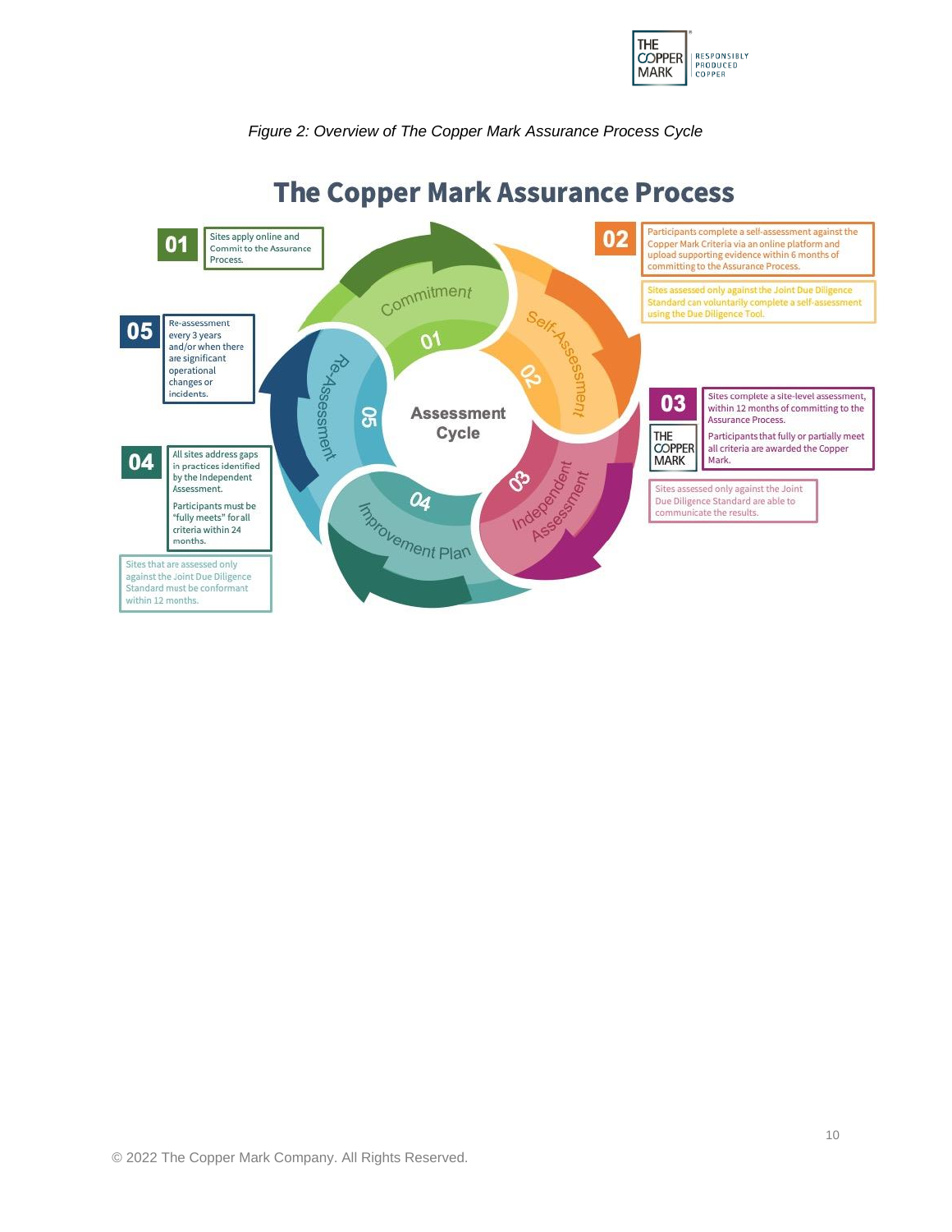*Figure 2: Overview of The Copper Mark Assurance Process Cycle*

## The Copper Mark Assurance Process

**Assessment Cycle**

**01 – Commitment**

Sites apply online and Commit to the Assurance Process.

**02 – Self-Assessment**

Participants complete a self-assessment against the Copper Mark Criteria via an online platform and upload supporting evidence within 6 months of committing to the Assurance Process.

Sites assessed only against the Joint Due Diligence Standard can voluntarily complete a self-assessment using the Due Diligence Tool.

**03 – Independent Assessment**

Sites complete a site-level assessment, within 12 months of committing to the Assurance Process.

Participants that fully or partially meet all criteria are awarded the Copper Mark.

Sites assessed only against the Joint Due Diligence Standard are able to communicate the results.

**04 – Improvement Plan**

All sites address gaps in practices identified by the Independent Assessment.

Participants must be "fully meets" for all criteria within 24 months.

Sites that are assessed only against the Joint Due Diligence Standard must be conformant within 12 months.

**05 – Re-Assessment**

Re-assessment every 3 years and/or when there are significant operational changes or incidents.

© 2022 The Copper Mark Company. All Rights Reserved.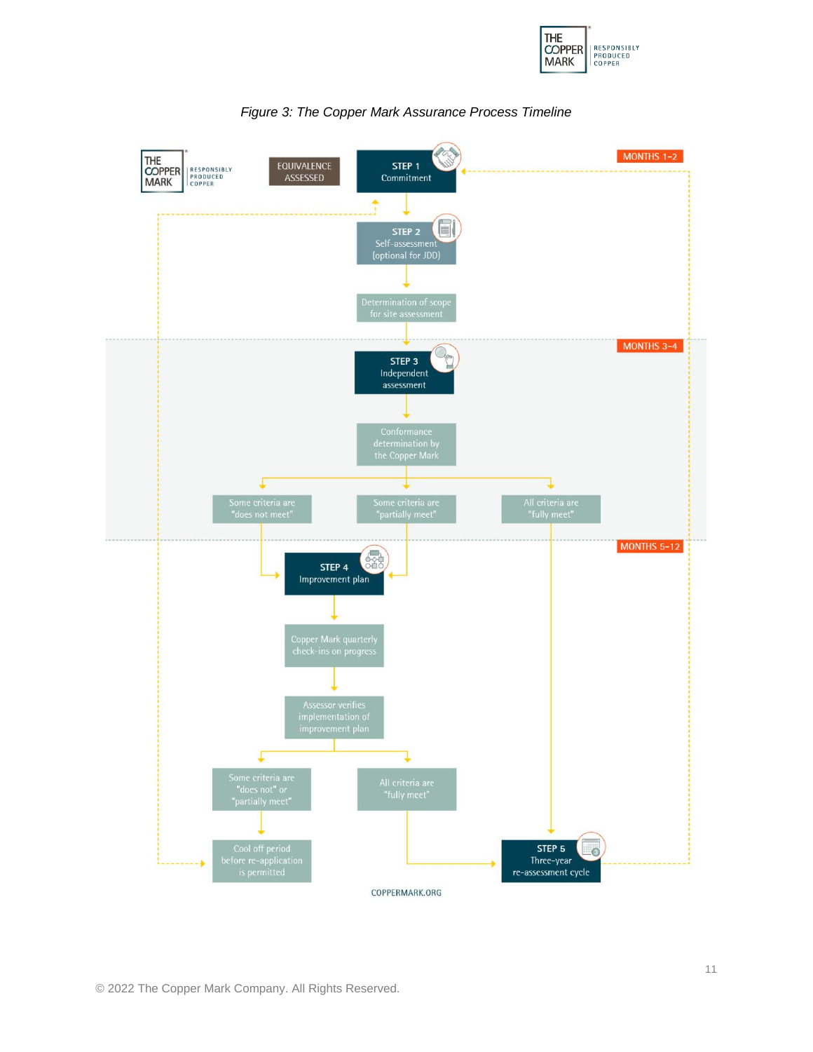*Figure 3: The Copper Mark Assurance Process Timeline*

MONTHS 1–2

EQUIVALENCE ASSESSED

**STEP 1** Commitment

**STEP 2** Self-assessment (optional for JDD)

Determination of scope for site assessment

MONTHS 3–4

**STEP 3** Independent assessment

Conformance determination by the Copper Mark

Some criteria are "does not meet"

Some criteria are "partially meet"

All criteria are "fully meet"

MONTHS 5–12

**STEP 4** Improvement plan

Copper Mark quarterly check-ins on progress

Assessor verifies implementation of improvement plan

Some criteria are "does not" or "partially meet"

All criteria are "fully meet"

Cool off period before re-application is permitted

**STEP 5** Three-year re-assessment cycle

COPPERMARK.ORG

© 2022 The Copper Mark Company. All Rights Reserved.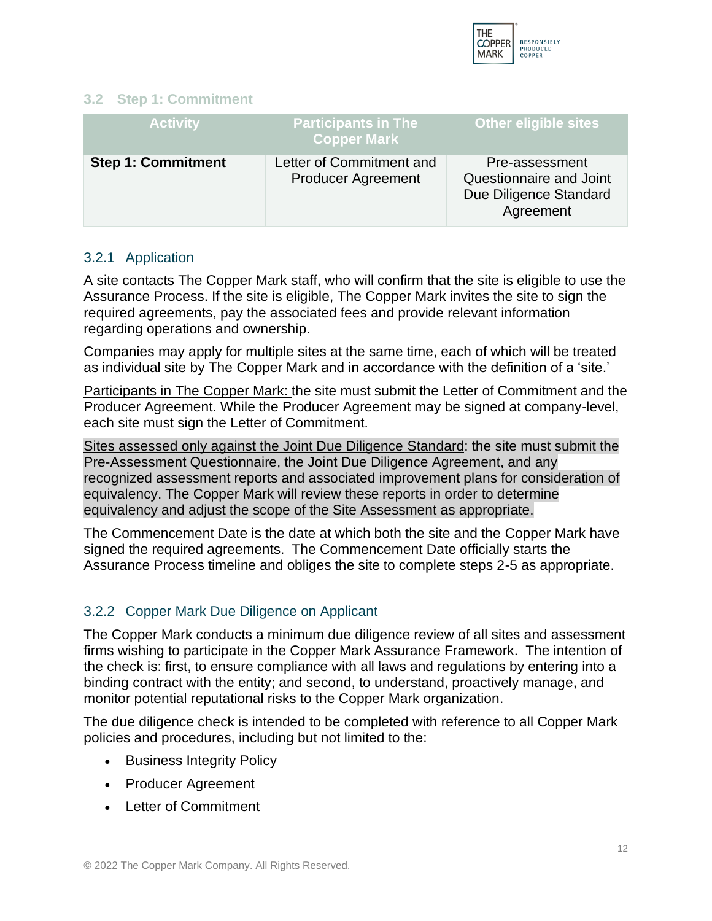## 3.2 Step 1: Commitment

| Activity | Participants in The Copper Mark | Other eligible sites |
|---|---|---|
| **Step 1: Commitment** | Letter of Commitment and Producer Agreement | Pre-assessment Questionnaire and Joint Due Diligence Standard Agreement |

### 3.2.1 Application

A site contacts The Copper Mark staff, who will confirm that the site is eligible to use the Assurance Process. If the site is eligible, The Copper Mark invites the site to sign the required agreements, pay the associated fees and provide relevant information regarding operations and ownership.

Companies may apply for multiple sites at the same time, each of which will be treated as individual site by The Copper Mark and in accordance with the definition of a 'site.'

Participants in The Copper Mark: the site must submit the Letter of Commitment and the Producer Agreement. While the Producer Agreement may be signed at company-level, each site must sign the Letter of Commitment.

Sites assessed only against the Joint Due Diligence Standard: the site must submit the Pre-Assessment Questionnaire, the Joint Due Diligence Agreement, and any recognized assessment reports and associated improvement plans for consideration of equivalency. The Copper Mark will review these reports in order to determine equivalency and adjust the scope of the Site Assessment as appropriate.

The Commencement Date is the date at which both the site and the Copper Mark have signed the required agreements. The Commencement Date officially starts the Assurance Process timeline and obliges the site to complete steps 2-5 as appropriate.

### 3.2.2 Copper Mark Due Diligence on Applicant

The Copper Mark conducts a minimum due diligence review of all sites and assessment firms wishing to participate in the Copper Mark Assurance Framework. The intention of the check is: first, to ensure compliance with all laws and regulations by entering into a binding contract with the entity; and second, to understand, proactively manage, and monitor potential reputational risks to the Copper Mark organization.

The due diligence check is intended to be completed with reference to all Copper Mark policies and procedures, including but not limited to the:

- Business Integrity Policy
- Producer Agreement
- Letter of Commitment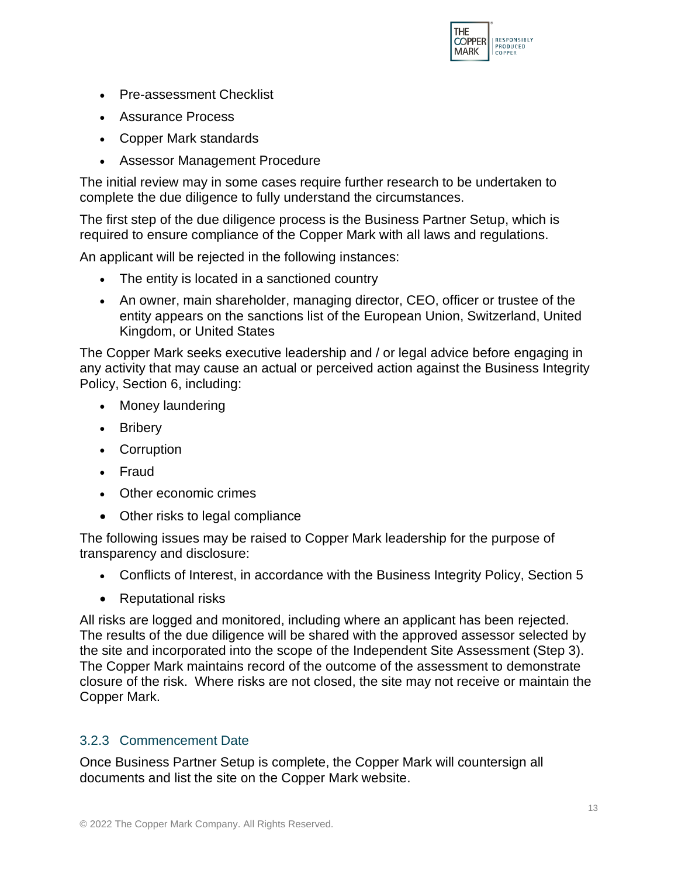- Pre-assessment Checklist
- Assurance Process
- Copper Mark standards
- Assessor Management Procedure

The initial review may in some cases require further research to be undertaken to complete the due diligence to fully understand the circumstances.

The first step of the due diligence process is the Business Partner Setup, which is required to ensure compliance of the Copper Mark with all laws and regulations.

An applicant will be rejected in the following instances:

- The entity is located in a sanctioned country
- An owner, main shareholder, managing director, CEO, officer or trustee of the entity appears on the sanctions list of the European Union, Switzerland, United Kingdom, or United States

The Copper Mark seeks executive leadership and / or legal advice before engaging in any activity that may cause an actual or perceived action against the Business Integrity Policy, Section 6, including:

- Money laundering
- Bribery
- Corruption
- Fraud
- Other economic crimes
- Other risks to legal compliance

The following issues may be raised to Copper Mark leadership for the purpose of transparency and disclosure:

- Conflicts of Interest, in accordance with the Business Integrity Policy, Section 5
- Reputational risks

All risks are logged and monitored, including where an applicant has been rejected. The results of the due diligence will be shared with the approved assessor selected by the site and incorporated into the scope of the Independent Site Assessment (Step 3). The Copper Mark maintains record of the outcome of the assessment to demonstrate closure of the risk. Where risks are not closed, the site may not receive or maintain the Copper Mark.

### 3.2.3 Commencement Date

Once Business Partner Setup is complete, the Copper Mark will countersign all documents and list the site on the Copper Mark website.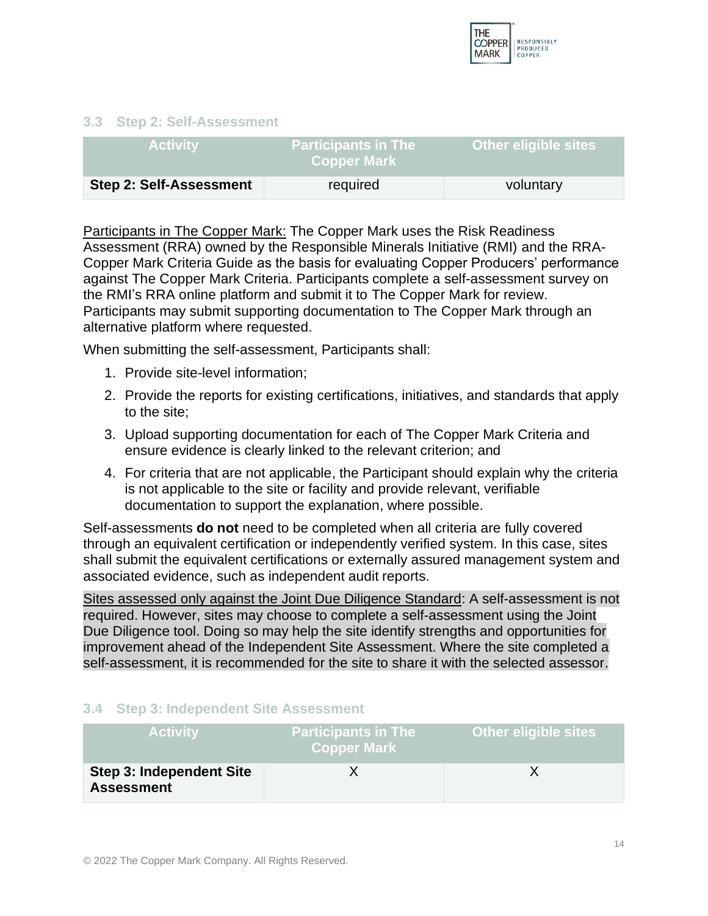### 3.3 Step 2: Self-Assessment

| Activity | Participants in The Copper Mark | Other eligible sites |
|---|---|---|
| **Step 2: Self-Assessment** | required | voluntary |

Participants in The Copper Mark: The Copper Mark uses the Risk Readiness Assessment (RRA) owned by the Responsible Minerals Initiative (RMI) and the RRA-Copper Mark Criteria Guide as the basis for evaluating Copper Producers' performance against The Copper Mark Criteria. Participants complete a self-assessment survey on the RMI's RRA online platform and submit it to The Copper Mark for review. Participants may submit supporting documentation to The Copper Mark through an alternative platform where requested.

When submitting the self-assessment, Participants shall:

1. Provide site-level information;
2. Provide the reports for existing certifications, initiatives, and standards that apply to the site;
3. Upload supporting documentation for each of The Copper Mark Criteria and ensure evidence is clearly linked to the relevant criterion; and
4. For criteria that are not applicable, the Participant should explain why the criteria is not applicable to the site or facility and provide relevant, verifiable documentation to support the explanation, where possible.

Self-assessments **do not** need to be completed when all criteria are fully covered through an equivalent certification or independently verified system. In this case, sites shall submit the equivalent certifications or externally assured management system and associated evidence, such as independent audit reports.

Sites assessed only against the Joint Due Diligence Standard: A self-assessment is not required. However, sites may choose to complete a self-assessment using the Joint Due Diligence tool. Doing so may help the site identify strengths and opportunities for improvement ahead of the Independent Site Assessment. Where the site completed a self-assessment, it is recommended for the site to share it with the selected assessor.

### 3.4 Step 3: Independent Site Assessment

| Activity | Participants in The Copper Mark | Other eligible sites |
|---|---|---|
| **Step 3: Independent Site Assessment** | X | X |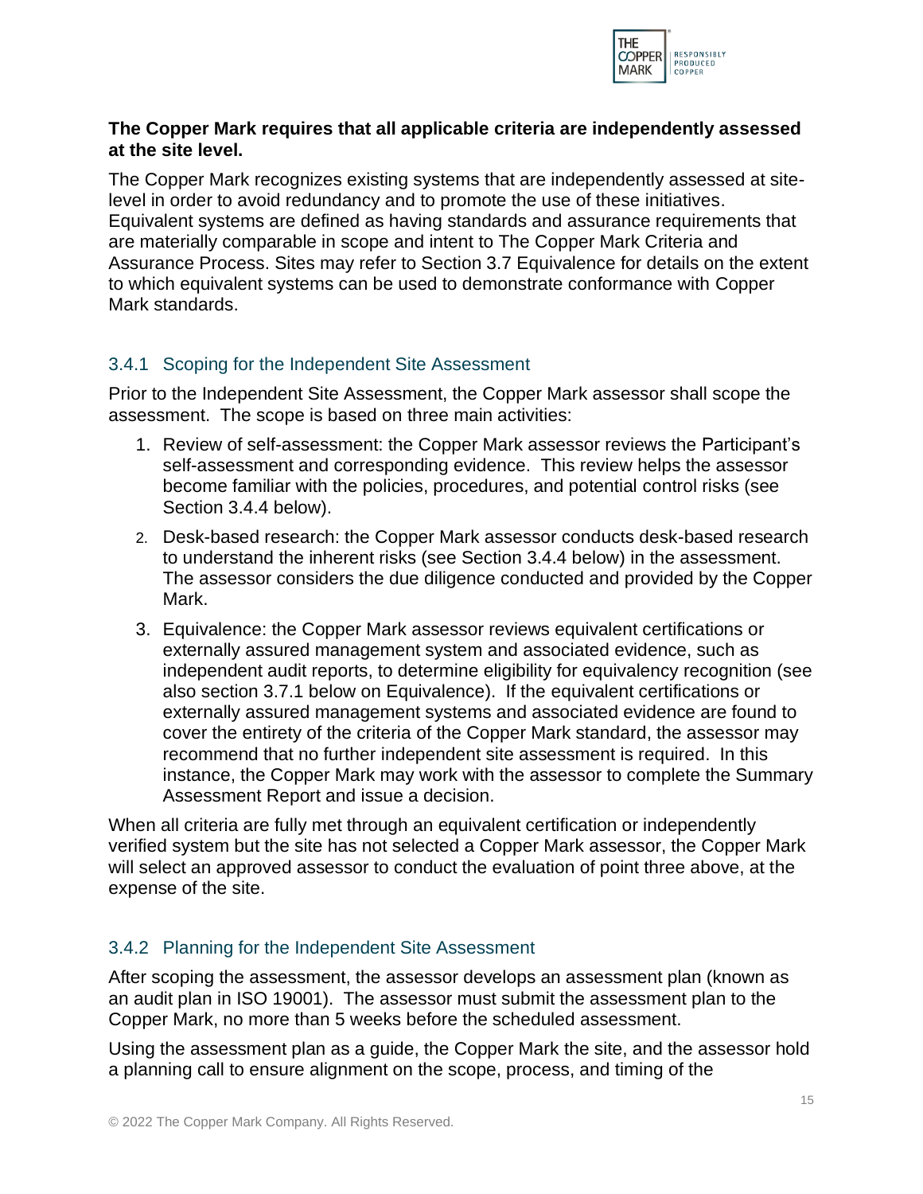**The Copper Mark requires that all applicable criteria are independently assessed at the site level.**

The Copper Mark recognizes existing systems that are independently assessed at site-level in order to avoid redundancy and to promote the use of these initiatives. Equivalent systems are defined as having standards and assurance requirements that are materially comparable in scope and intent to The Copper Mark Criteria and Assurance Process. Sites may refer to Section 3.7 Equivalence for details on the extent to which equivalent systems can be used to demonstrate conformance with Copper Mark standards.

### 3.4.1 Scoping for the Independent Site Assessment

Prior to the Independent Site Assessment, the Copper Mark assessor shall scope the assessment. The scope is based on three main activities:

1. Review of self-assessment: the Copper Mark assessor reviews the Participant's self-assessment and corresponding evidence. This review helps the assessor become familiar with the policies, procedures, and potential control risks (see Section 3.4.4 below).
2. Desk-based research: the Copper Mark assessor conducts desk-based research to understand the inherent risks (see Section 3.4.4 below) in the assessment. The assessor considers the due diligence conducted and provided by the Copper Mark.
3. Equivalence: the Copper Mark assessor reviews equivalent certifications or externally assured management system and associated evidence, such as independent audit reports, to determine eligibility for equivalency recognition (see also section 3.7.1 below on Equivalence). If the equivalent certifications or externally assured management systems and associated evidence are found to cover the entirety of the criteria of the Copper Mark standard, the assessor may recommend that no further independent site assessment is required. In this instance, the Copper Mark may work with the assessor to complete the Summary Assessment Report and issue a decision.

When all criteria are fully met through an equivalent certification or independently verified system but the site has not selected a Copper Mark assessor, the Copper Mark will select an approved assessor to conduct the evaluation of point three above, at the expense of the site.

### 3.4.2 Planning for the Independent Site Assessment

After scoping the assessment, the assessor develops an assessment plan (known as an audit plan in ISO 19001). The assessor must submit the assessment plan to the Copper Mark, no more than 5 weeks before the scheduled assessment.

Using the assessment plan as a guide, the Copper Mark the site, and the assessor hold a planning call to ensure alignment on the scope, process, and timing of the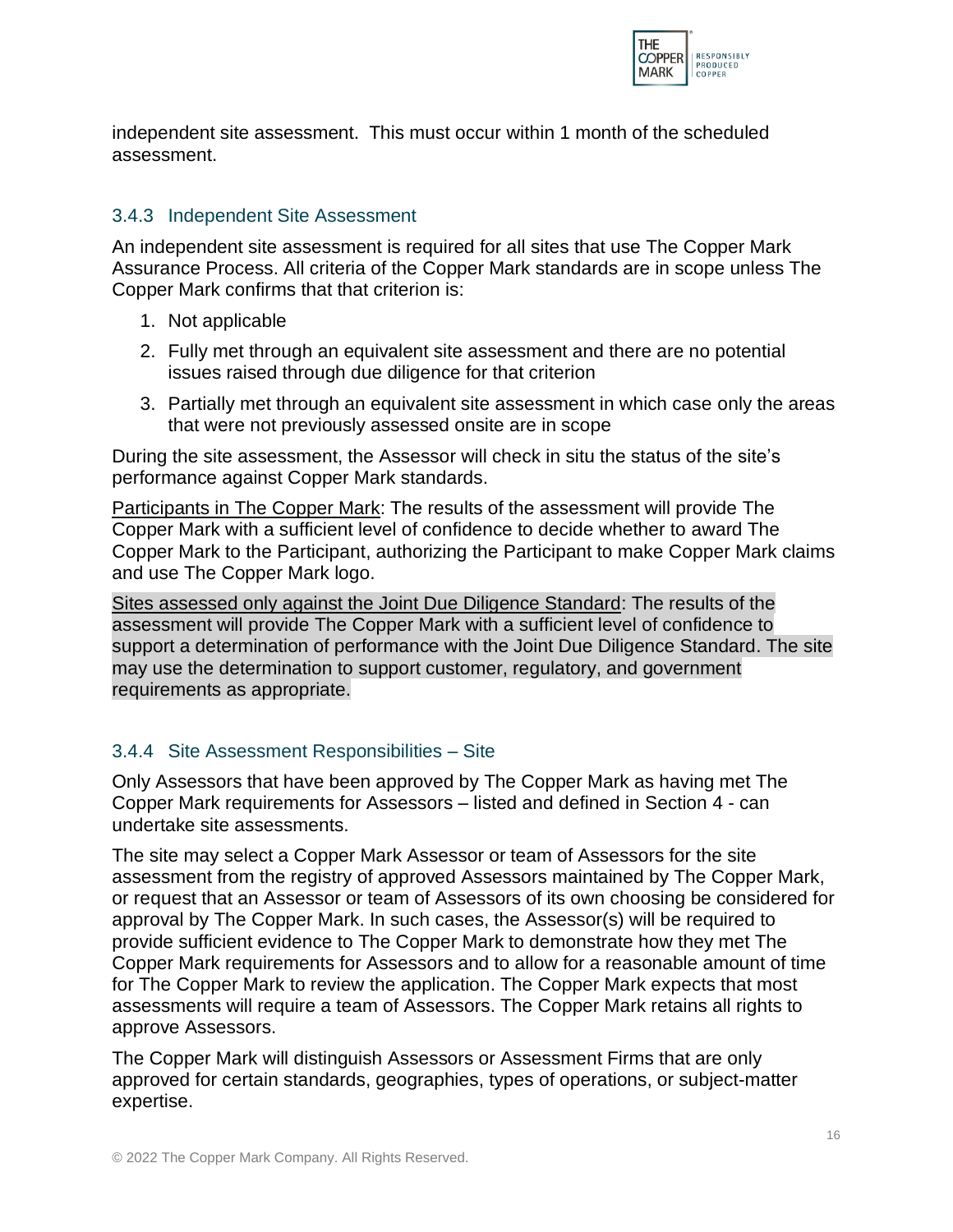independent site assessment. This must occur within 1 month of the scheduled assessment.

### 3.4.3 Independent Site Assessment

An independent site assessment is required for all sites that use The Copper Mark Assurance Process. All criteria of the Copper Mark standards are in scope unless The Copper Mark confirms that that criterion is:

1. Not applicable
2. Fully met through an equivalent site assessment and there are no potential issues raised through due diligence for that criterion
3. Partially met through an equivalent site assessment in which case only the areas that were not previously assessed onsite are in scope

During the site assessment, the Assessor will check in situ the status of the site's performance against Copper Mark standards.

Participants in The Copper Mark: The results of the assessment will provide The Copper Mark with a sufficient level of confidence to decide whether to award The Copper Mark to the Participant, authorizing the Participant to make Copper Mark claims and use The Copper Mark logo.

Sites assessed only against the Joint Due Diligence Standard: The results of the assessment will provide The Copper Mark with a sufficient level of confidence to support a determination of performance with the Joint Due Diligence Standard. The site may use the determination to support customer, regulatory, and government requirements as appropriate.

### 3.4.4 Site Assessment Responsibilities – Site

Only Assessors that have been approved by The Copper Mark as having met The Copper Mark requirements for Assessors – listed and defined in Section 4 - can undertake site assessments.

The site may select a Copper Mark Assessor or team of Assessors for the site assessment from the registry of approved Assessors maintained by The Copper Mark, or request that an Assessor or team of Assessors of its own choosing be considered for approval by The Copper Mark. In such cases, the Assessor(s) will be required to provide sufficient evidence to The Copper Mark to demonstrate how they met The Copper Mark requirements for Assessors and to allow for a reasonable amount of time for The Copper Mark to review the application. The Copper Mark expects that most assessments will require a team of Assessors. The Copper Mark retains all rights to approve Assessors.

The Copper Mark will distinguish Assessors or Assessment Firms that are only approved for certain standards, geographies, types of operations, or subject-matter expertise.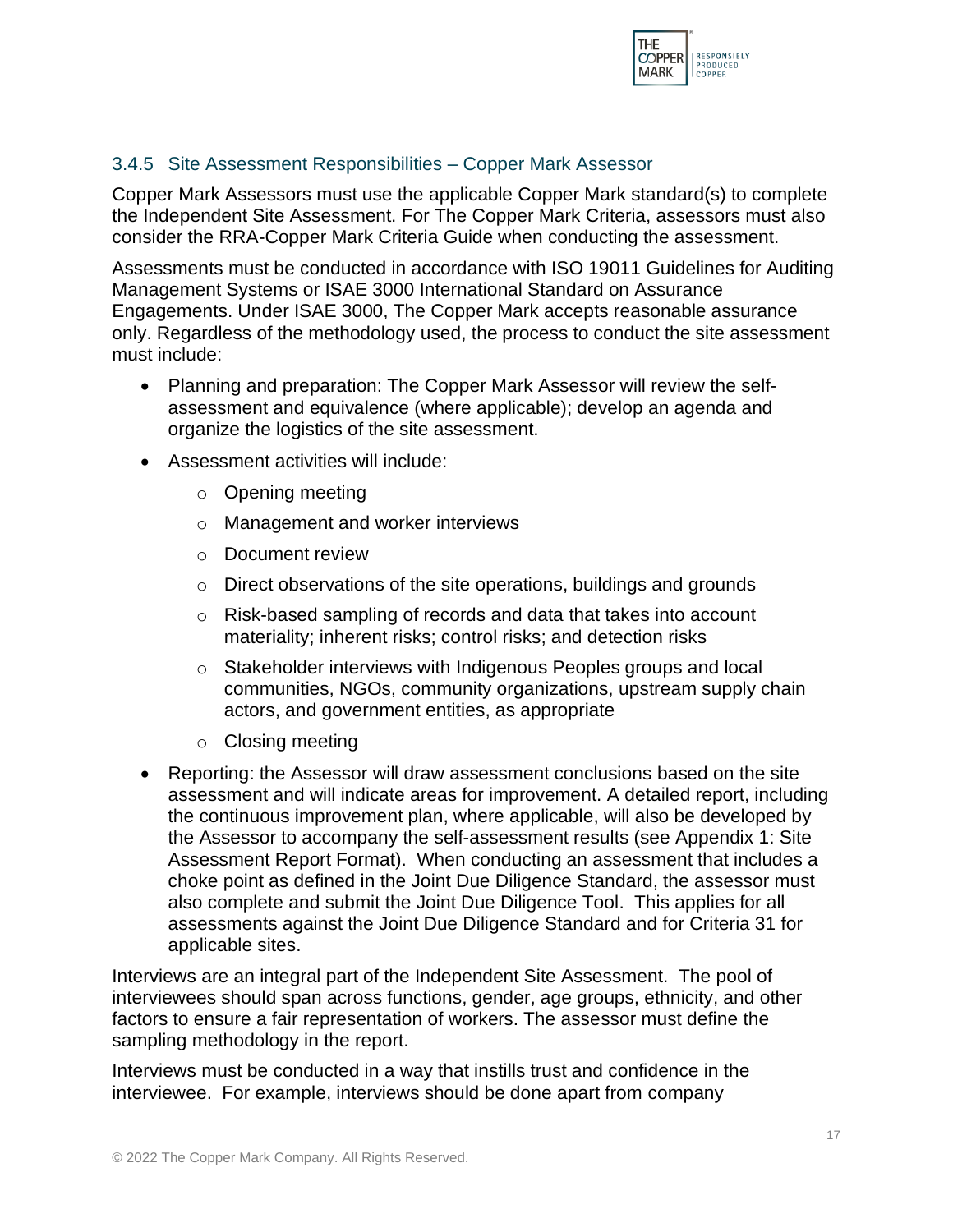### 3.4.5 Site Assessment Responsibilities – Copper Mark Assessor

Copper Mark Assessors must use the applicable Copper Mark standard(s) to complete the Independent Site Assessment. For The Copper Mark Criteria, assessors must also consider the RRA-Copper Mark Criteria Guide when conducting the assessment.

Assessments must be conducted in accordance with ISO 19011 Guidelines for Auditing Management Systems or ISAE 3000 International Standard on Assurance Engagements. Under ISAE 3000, The Copper Mark accepts reasonable assurance only. Regardless of the methodology used, the process to conduct the site assessment must include:

- Planning and preparation: The Copper Mark Assessor will review the self-assessment and equivalence (where applicable); develop an agenda and organize the logistics of the site assessment.
- Assessment activities will include:
  - Opening meeting
  - Management and worker interviews
  - Document review
  - Direct observations of the site operations, buildings and grounds
  - Risk-based sampling of records and data that takes into account materiality; inherent risks; control risks; and detection risks
  - Stakeholder interviews with Indigenous Peoples groups and local communities, NGOs, community organizations, upstream supply chain actors, and government entities, as appropriate
  - Closing meeting
- Reporting: the Assessor will draw assessment conclusions based on the site assessment and will indicate areas for improvement. A detailed report, including the continuous improvement plan, where applicable, will also be developed by the Assessor to accompany the self-assessment results (see Appendix 1: Site Assessment Report Format). When conducting an assessment that includes a choke point as defined in the Joint Due Diligence Standard, the assessor must also complete and submit the Joint Due Diligence Tool. This applies for all assessments against the Joint Due Diligence Standard and for Criteria 31 for applicable sites.

Interviews are an integral part of the Independent Site Assessment. The pool of interviewees should span across functions, gender, age groups, ethnicity, and other factors to ensure a fair representation of workers. The assessor must define the sampling methodology in the report.

Interviews must be conducted in a way that instills trust and confidence in the interviewee. For example, interviews should be done apart from company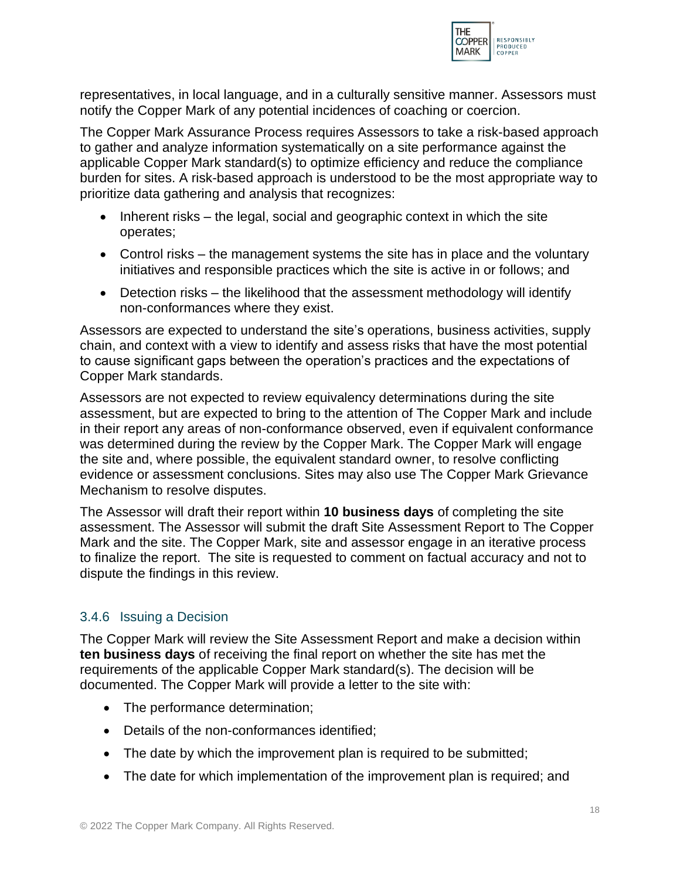representatives, in local language, and in a culturally sensitive manner. Assessors must notify the Copper Mark of any potential incidences of coaching or coercion.

The Copper Mark Assurance Process requires Assessors to take a risk-based approach to gather and analyze information systematically on a site performance against the applicable Copper Mark standard(s) to optimize efficiency and reduce the compliance burden for sites. A risk-based approach is understood to be the most appropriate way to prioritize data gathering and analysis that recognizes:

- Inherent risks – the legal, social and geographic context in which the site operates;
- Control risks – the management systems the site has in place and the voluntary initiatives and responsible practices which the site is active in or follows; and
- Detection risks – the likelihood that the assessment methodology will identify non-conformances where they exist.

Assessors are expected to understand the site's operations, business activities, supply chain, and context with a view to identify and assess risks that have the most potential to cause significant gaps between the operation's practices and the expectations of Copper Mark standards.

Assessors are not expected to review equivalency determinations during the site assessment, but are expected to bring to the attention of The Copper Mark and include in their report any areas of non-conformance observed, even if equivalent conformance was determined during the review by the Copper Mark. The Copper Mark will engage the site and, where possible, the equivalent standard owner, to resolve conflicting evidence or assessment conclusions. Sites may also use The Copper Mark Grievance Mechanism to resolve disputes.

The Assessor will draft their report within **10 business days** of completing the site assessment. The Assessor will submit the draft Site Assessment Report to The Copper Mark and the site. The Copper Mark, site and assessor engage in an iterative process to finalize the report. The site is requested to comment on factual accuracy and not to dispute the findings in this review.

### 3.4.6 Issuing a Decision

The Copper Mark will review the Site Assessment Report and make a decision within **ten business days** of receiving the final report on whether the site has met the requirements of the applicable Copper Mark standard(s). The decision will be documented. The Copper Mark will provide a letter to the site with:

- The performance determination;
- Details of the non-conformances identified;
- The date by which the improvement plan is required to be submitted;
- The date for which implementation of the improvement plan is required; and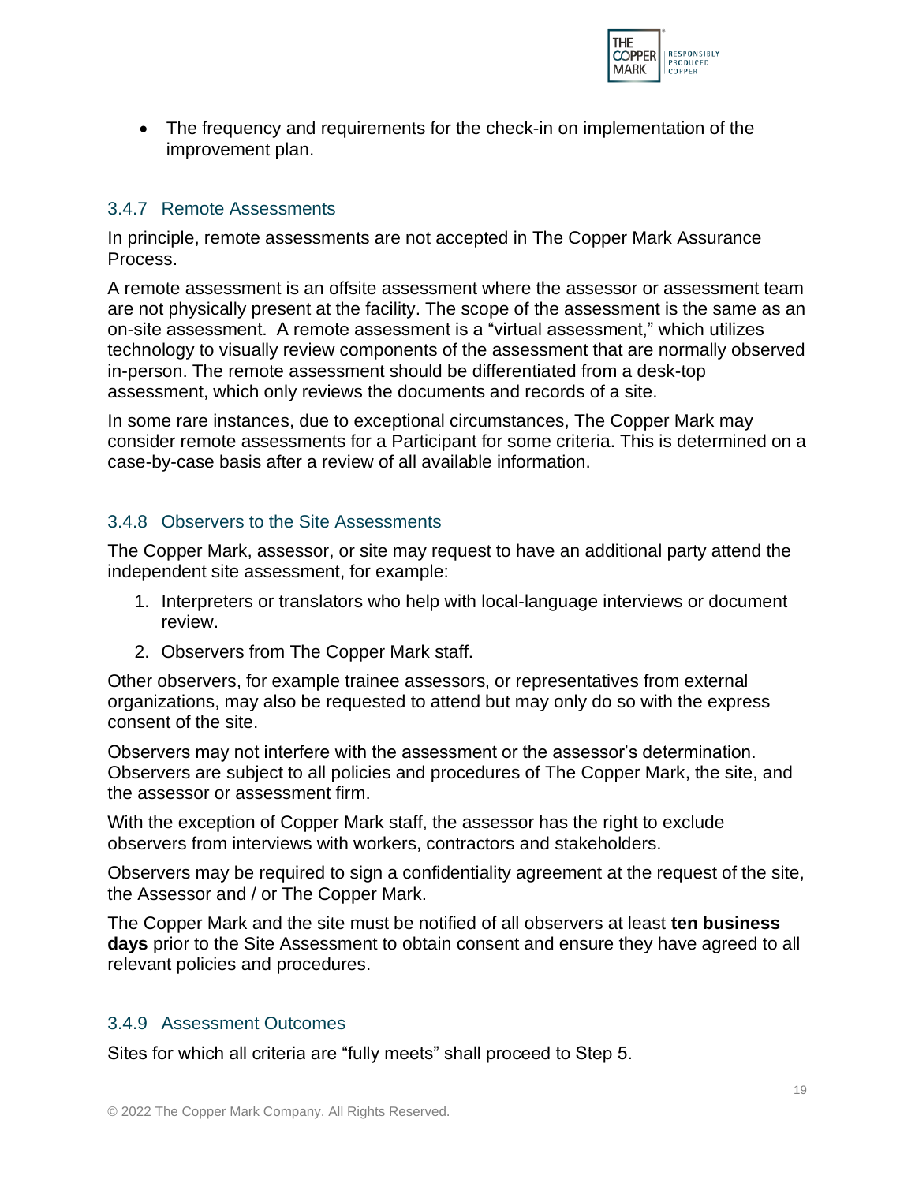- The frequency and requirements for the check-in on implementation of the improvement plan.

### 3.4.7 Remote Assessments

In principle, remote assessments are not accepted in The Copper Mark Assurance Process.

A remote assessment is an offsite assessment where the assessor or assessment team are not physically present at the facility. The scope of the assessment is the same as an on-site assessment. A remote assessment is a "virtual assessment," which utilizes technology to visually review components of the assessment that are normally observed in-person. The remote assessment should be differentiated from a desk-top assessment, which only reviews the documents and records of a site.

In some rare instances, due to exceptional circumstances, The Copper Mark may consider remote assessments for a Participant for some criteria. This is determined on a case-by-case basis after a review of all available information.

### 3.4.8 Observers to the Site Assessments

The Copper Mark, assessor, or site may request to have an additional party attend the independent site assessment, for example:

1. Interpreters or translators who help with local-language interviews or document review.
2. Observers from The Copper Mark staff.

Other observers, for example trainee assessors, or representatives from external organizations, may also be requested to attend but may only do so with the express consent of the site.

Observers may not interfere with the assessment or the assessor's determination. Observers are subject to all policies and procedures of The Copper Mark, the site, and the assessor or assessment firm.

With the exception of Copper Mark staff, the assessor has the right to exclude observers from interviews with workers, contractors and stakeholders.

Observers may be required to sign a confidentiality agreement at the request of the site, the Assessor and / or The Copper Mark.

The Copper Mark and the site must be notified of all observers at least **ten business days** prior to the Site Assessment to obtain consent and ensure they have agreed to all relevant policies and procedures.

### 3.4.9 Assessment Outcomes

Sites for which all criteria are "fully meets" shall proceed to Step 5.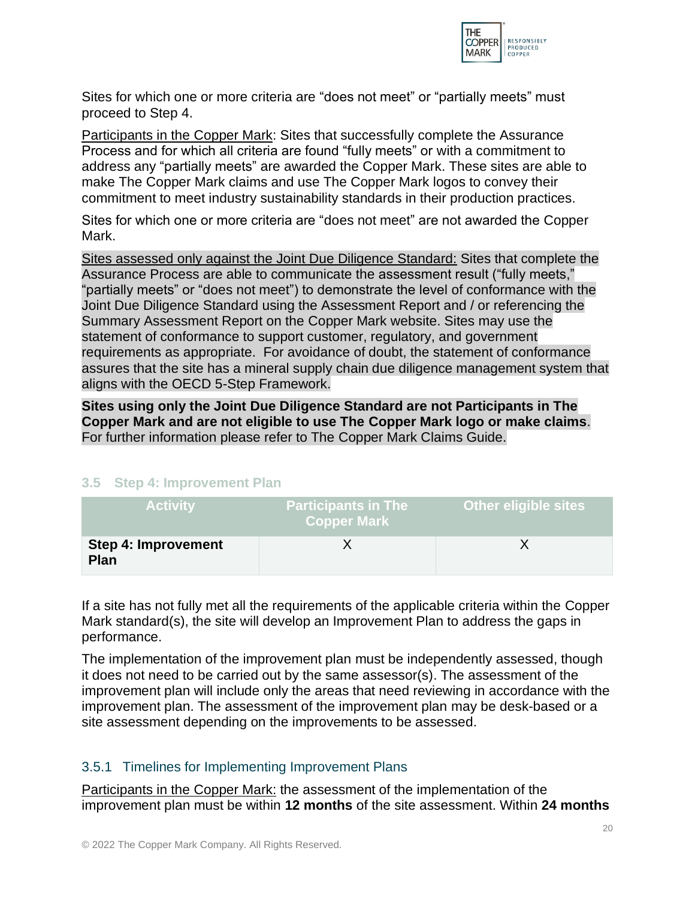Sites for which one or more criteria are "does not meet" or "partially meets" must proceed to Step 4.

Participants in the Copper Mark: Sites that successfully complete the Assurance Process and for which all criteria are found "fully meets" or with a commitment to address any "partially meets" are awarded the Copper Mark. These sites are able to make The Copper Mark claims and use The Copper Mark logos to convey their commitment to meet industry sustainability standards in their production practices.

Sites for which one or more criteria are "does not meet" are not awarded the Copper Mark.

Sites assessed only against the Joint Due Diligence Standard: Sites that complete the Assurance Process are able to communicate the assessment result ("fully meets," "partially meets" or "does not meet") to demonstrate the level of conformance with the Joint Due Diligence Standard using the Assessment Report and / or referencing the Summary Assessment Report on the Copper Mark website. Sites may use the statement of conformance to support customer, regulatory, and government requirements as appropriate. For avoidance of doubt, the statement of conformance assures that the site has a mineral supply chain due diligence management system that aligns with the OECD 5-Step Framework.

**Sites using only the Joint Due Diligence Standard are not Participants in The Copper Mark and are not eligible to use The Copper Mark logo or make claims**. For further information please refer to The Copper Mark Claims Guide.

## 3.5 Step 4: Improvement Plan

| Activity | Participants in The Copper Mark | Other eligible sites |
|---|---|---|
| **Step 4: Improvement Plan** | X | X |

If a site has not fully met all the requirements of the applicable criteria within the Copper Mark standard(s), the site will develop an Improvement Plan to address the gaps in performance.

The implementation of the improvement plan must be independently assessed, though it does not need to be carried out by the same assessor(s). The assessment of the improvement plan will include only the areas that need reviewing in accordance with the improvement plan. The assessment of the improvement plan may be desk-based or a site assessment depending on the improvements to be assessed.

### 3.5.1 Timelines for Implementing Improvement Plans

Participants in the Copper Mark: the assessment of the implementation of the improvement plan must be within **12 months** of the site assessment. Within **24 months**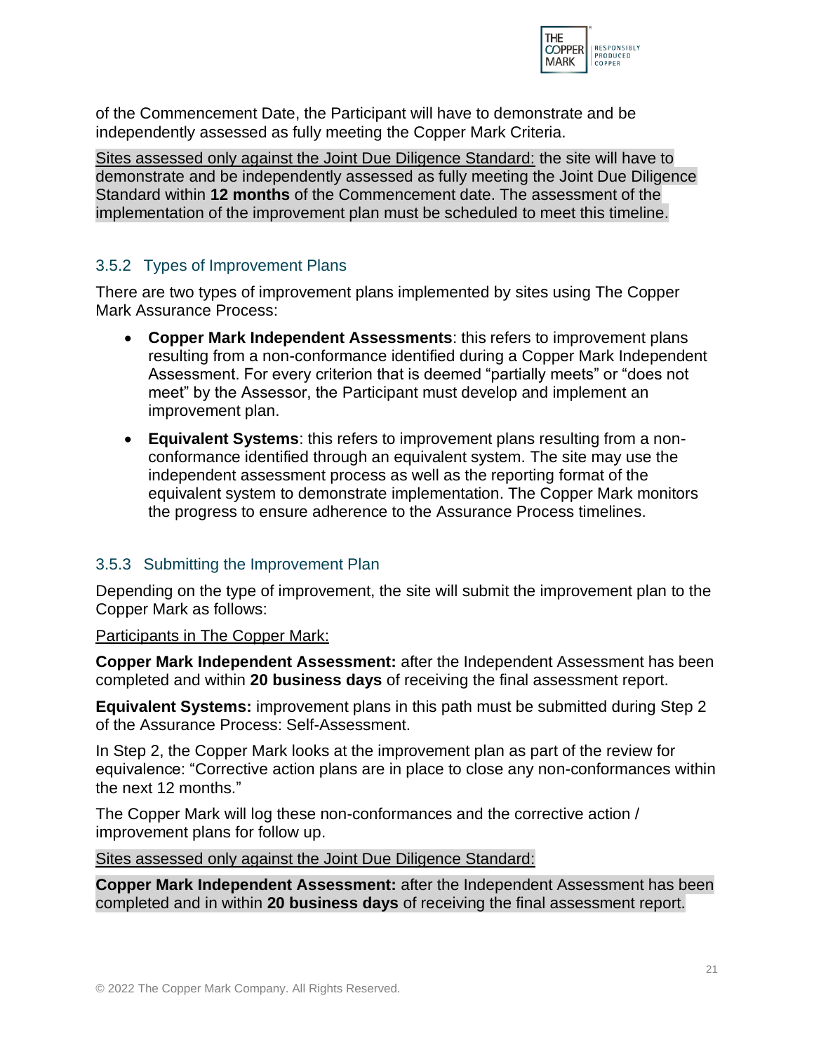of the Commencement Date, the Participant will have to demonstrate and be independently assessed as fully meeting the Copper Mark Criteria.

Sites assessed only against the Joint Due Diligence Standard: the site will have to demonstrate and be independently assessed as fully meeting the Joint Due Diligence Standard within **12 months** of the Commencement date. The assessment of the implementation of the improvement plan must be scheduled to meet this timeline.

### 3.5.2 Types of Improvement Plans

There are two types of improvement plans implemented by sites using The Copper Mark Assurance Process:

- **Copper Mark Independent Assessments**: this refers to improvement plans resulting from a non-conformance identified during a Copper Mark Independent Assessment. For every criterion that is deemed "partially meets" or "does not meet" by the Assessor, the Participant must develop and implement an improvement plan.
- **Equivalent Systems**: this refers to improvement plans resulting from a non-conformance identified through an equivalent system. The site may use the independent assessment process as well as the reporting format of the equivalent system to demonstrate implementation. The Copper Mark monitors the progress to ensure adherence to the Assurance Process timelines.

### 3.5.3 Submitting the Improvement Plan

Depending on the type of improvement, the site will submit the improvement plan to the Copper Mark as follows:

Participants in The Copper Mark:

**Copper Mark Independent Assessment:** after the Independent Assessment has been completed and within **20 business days** of receiving the final assessment report.

**Equivalent Systems:** improvement plans in this path must be submitted during Step 2 of the Assurance Process: Self-Assessment.

In Step 2, the Copper Mark looks at the improvement plan as part of the review for equivalence: "Corrective action plans are in place to close any non-conformances within the next 12 months."

The Copper Mark will log these non-conformances and the corrective action / improvement plans for follow up.

Sites assessed only against the Joint Due Diligence Standard:

**Copper Mark Independent Assessment:** after the Independent Assessment has been completed and in within **20 business days** of receiving the final assessment report.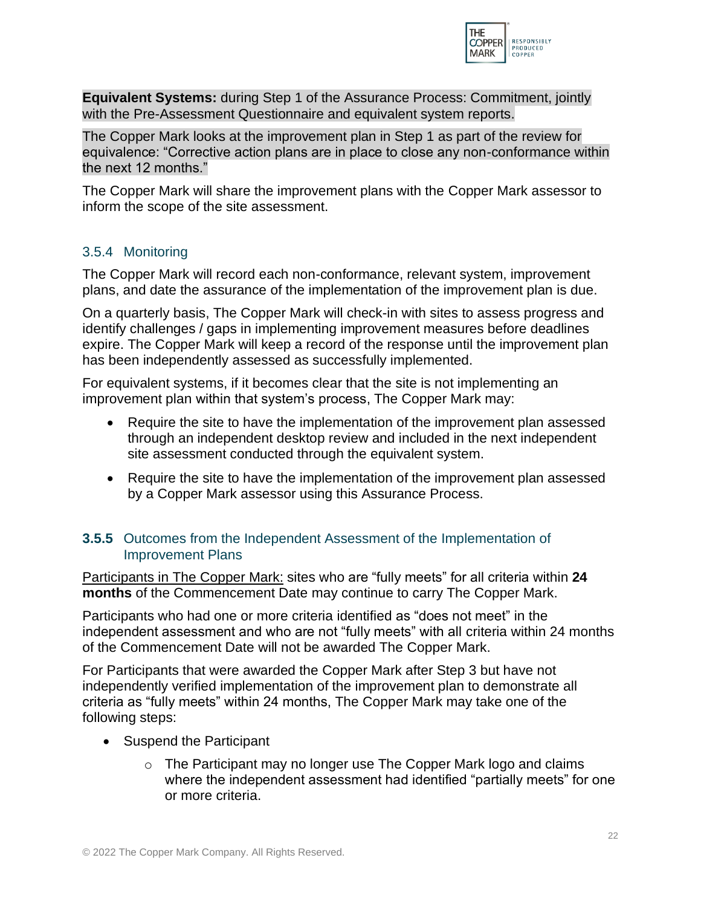**Equivalent Systems:** during Step 1 of the Assurance Process: Commitment, jointly with the Pre-Assessment Questionnaire and equivalent system reports.

The Copper Mark looks at the improvement plan in Step 1 as part of the review for equivalence: "Corrective action plans are in place to close any non-conformance within the next 12 months."

The Copper Mark will share the improvement plans with the Copper Mark assessor to inform the scope of the site assessment.

### 3.5.4 Monitoring

The Copper Mark will record each non-conformance, relevant system, improvement plans, and date the assurance of the implementation of the improvement plan is due.

On a quarterly basis, The Copper Mark will check-in with sites to assess progress and identify challenges / gaps in implementing improvement measures before deadlines expire. The Copper Mark will keep a record of the response until the improvement plan has been independently assessed as successfully implemented.

For equivalent systems, if it becomes clear that the site is not implementing an improvement plan within that system's process, The Copper Mark may:

- Require the site to have the implementation of the improvement plan assessed through an independent desktop review and included in the next independent site assessment conducted through the equivalent system.
- Require the site to have the implementation of the improvement plan assessed by a Copper Mark assessor using this Assurance Process.

### **3.5.5** Outcomes from the Independent Assessment of the Implementation of Improvement Plans

Participants in The Copper Mark: sites who are "fully meets" for all criteria within **24 months** of the Commencement Date may continue to carry The Copper Mark.

Participants who had one or more criteria identified as "does not meet" in the independent assessment and who are not "fully meets" with all criteria within 24 months of the Commencement Date will not be awarded The Copper Mark.

For Participants that were awarded the Copper Mark after Step 3 but have not independently verified implementation of the improvement plan to demonstrate all criteria as "fully meets" within 24 months, The Copper Mark may take one of the following steps:

- Suspend the Participant
  - The Participant may no longer use The Copper Mark logo and claims where the independent assessment had identified "partially meets" for one or more criteria.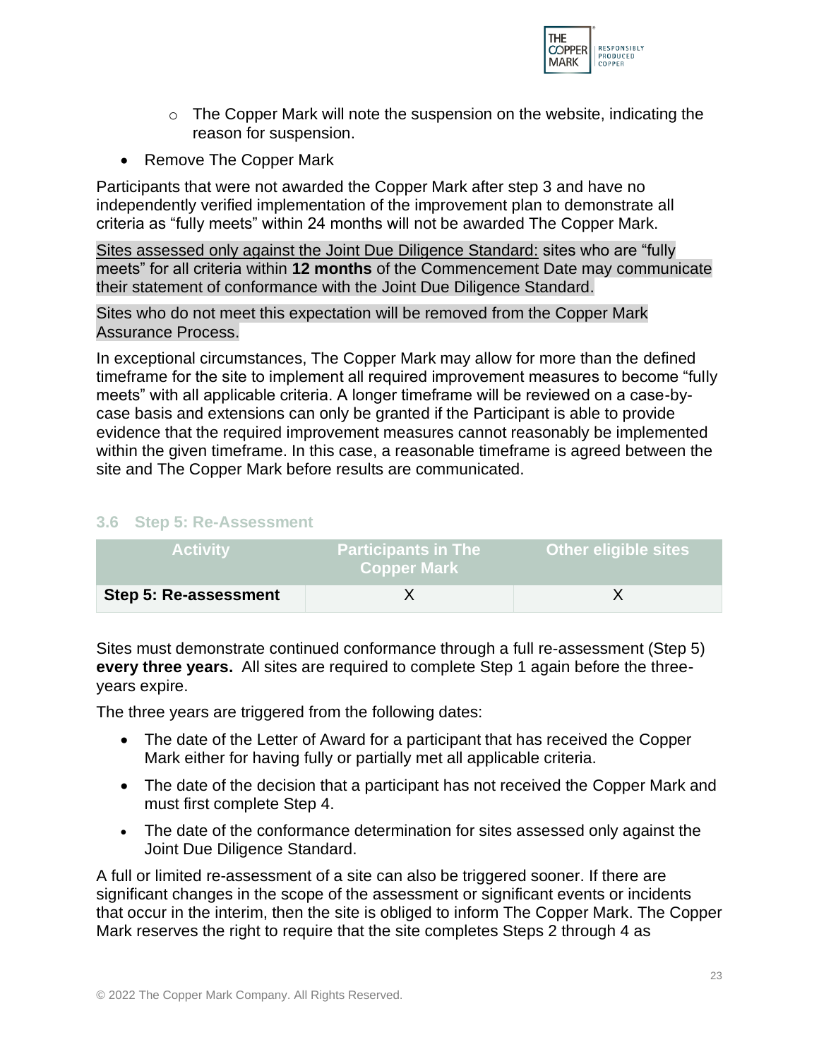- The Copper Mark will note the suspension on the website, indicating the reason for suspension.
- Remove The Copper Mark

Participants that were not awarded the Copper Mark after step 3 and have no independently verified implementation of the improvement plan to demonstrate all criteria as "fully meets" within 24 months will not be awarded The Copper Mark.

Sites assessed only against the Joint Due Diligence Standard: sites who are "fully meets" for all criteria within **12 months** of the Commencement Date may communicate their statement of conformance with the Joint Due Diligence Standard.

Sites who do not meet this expectation will be removed from the Copper Mark Assurance Process.

In exceptional circumstances, The Copper Mark may allow for more than the defined timeframe for the site to implement all required improvement measures to become "fully meets" with all applicable criteria. A longer timeframe will be reviewed on a case-by-case basis and extensions can only be granted if the Participant is able to provide evidence that the required improvement measures cannot reasonably be implemented within the given timeframe. In this case, a reasonable timeframe is agreed between the site and The Copper Mark before results are communicated.

## 3.6 Step 5: Re-Assessment

| Activity | Participants in The Copper Mark | Other eligible sites |
|---|---|---|
| **Step 5: Re-assessment** | X | X |

Sites must demonstrate continued conformance through a full re-assessment (Step 5) **every three years.** All sites are required to complete Step 1 again before the three-years expire.

The three years are triggered from the following dates:

- The date of the Letter of Award for a participant that has received the Copper Mark either for having fully or partially met all applicable criteria.
- The date of the decision that a participant has not received the Copper Mark and must first complete Step 4.
- The date of the conformance determination for sites assessed only against the Joint Due Diligence Standard.

A full or limited re-assessment of a site can also be triggered sooner. If there are significant changes in the scope of the assessment or significant events or incidents that occur in the interim, then the site is obliged to inform The Copper Mark. The Copper Mark reserves the right to require that the site completes Steps 2 through 4 as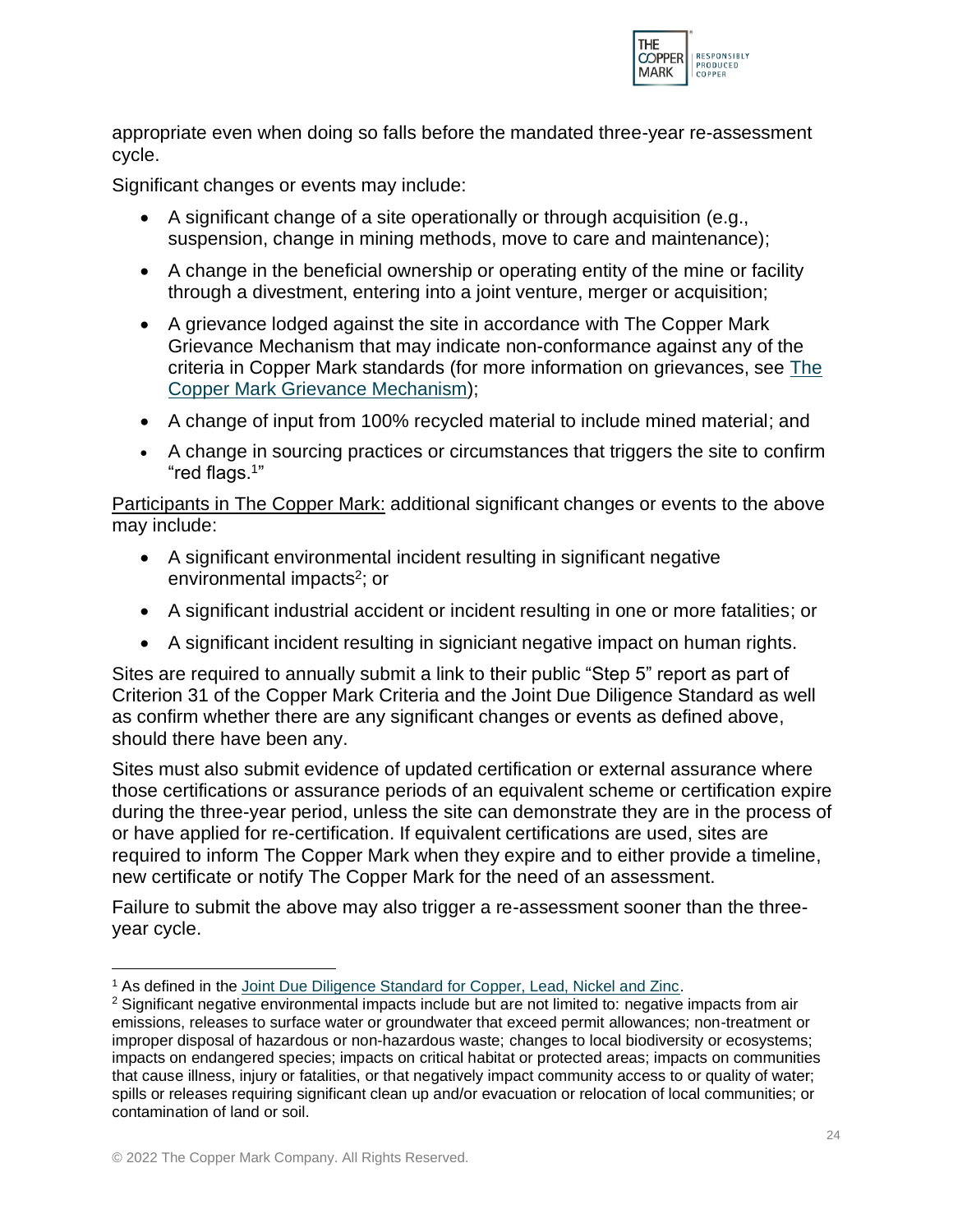appropriate even when doing so falls before the mandated three-year re-assessment cycle.

Significant changes or events may include:

- A significant change of a site operationally or through acquisition (e.g., suspension, change in mining methods, move to care and maintenance);
- A change in the beneficial ownership or operating entity of the mine or facility through a divestment, entering into a joint venture, merger or acquisition;
- A grievance lodged against the site in accordance with The Copper Mark Grievance Mechanism that may indicate non-conformance against any of the criteria in Copper Mark standards (for more information on grievances, see [The Copper Mark Grievance Mechanism]);
- A change of input from 100% recycled material to include mined material; and
- A change in sourcing practices or circumstances that triggers the site to confirm "red flags.[1]"

Participants in The Copper Mark: additional significant changes or events to the above may include:

- A significant environmental incident resulting in significant negative environmental impacts[2]; or
- A significant industrial accident or incident resulting in one or more fatalities; or
- A significant incident resulting in signiciant negative impact on human rights.

Sites are required to annually submit a link to their public "Step 5" report as part of Criterion 31 of the Copper Mark Criteria and the Joint Due Diligence Standard as well as confirm whether there are any significant changes or events as defined above, should there have been any.

Sites must also submit evidence of updated certification or external assurance where those certifications or assurance periods of an equivalent scheme or certification expire during the three-year period, unless the site can demonstrate they are in the process of or have applied for re-certification. If equivalent certifications are used, sites are required to inform The Copper Mark when they expire and to either provide a timeline, new certificate or notify The Copper Mark for the need of an assessment.

Failure to submit the above may also trigger a re-assessment sooner than the three-year cycle.

---

[1] As defined in the Joint Due Diligence Standard for Copper, Lead, Nickel and Zinc.

[2] Significant negative environmental impacts include but are not limited to: negative impacts from air emissions, releases to surface water or groundwater that exceed permit allowances; non-treatment or improper disposal of hazardous or non-hazardous waste; changes to local biodiversity or ecosystems; impacts on endangered species; impacts on critical habitat or protected areas; impacts on communities that cause illness, injury or fatalities, or that negatively impact community access to or quality of water; spills or releases requiring significant clean up and/or evacuation or relocation of local communities; or contamination of land or soil.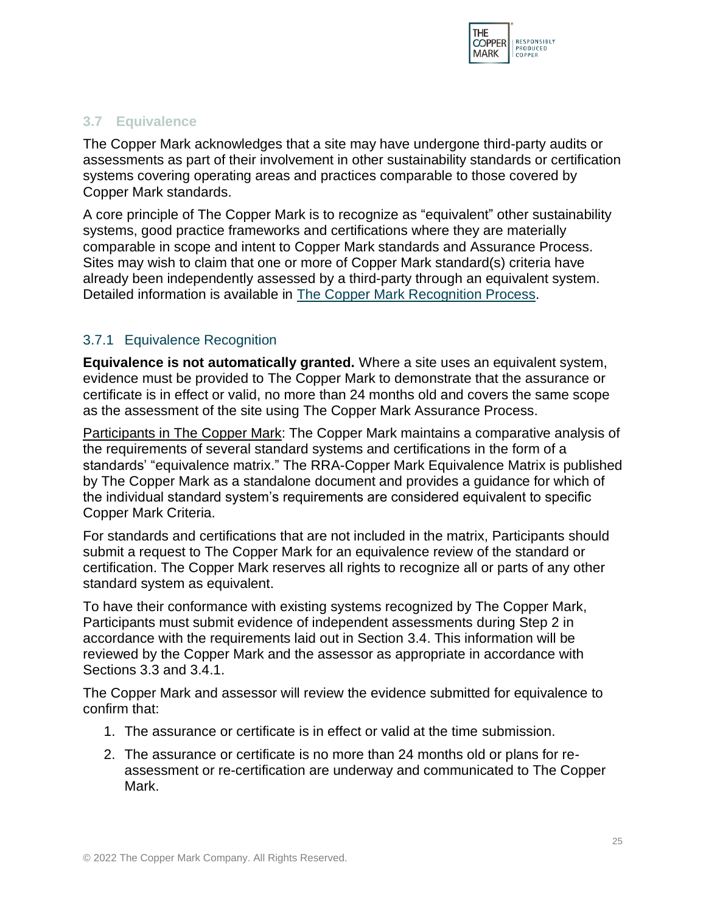## 3.7 Equivalence

The Copper Mark acknowledges that a site may have undergone third-party audits or assessments as part of their involvement in other sustainability standards or certification systems covering operating areas and practices comparable to those covered by Copper Mark standards.

A core principle of The Copper Mark is to recognize as "equivalent" other sustainability systems, good practice frameworks and certifications where they are materially comparable in scope and intent to Copper Mark standards and Assurance Process. Sites may wish to claim that one or more of Copper Mark standard(s) criteria have already been independently assessed by a third-party through an equivalent system. Detailed information is available in The Copper Mark Recognition Process.

### 3.7.1 Equivalence Recognition

**Equivalence is not automatically granted.** Where a site uses an equivalent system, evidence must be provided to The Copper Mark to demonstrate that the assurance or certificate is in effect or valid, no more than 24 months old and covers the same scope as the assessment of the site using The Copper Mark Assurance Process.

Participants in The Copper Mark: The Copper Mark maintains a comparative analysis of the requirements of several standard systems and certifications in the form of a standards' "equivalence matrix." The RRA-Copper Mark Equivalence Matrix is published by The Copper Mark as a standalone document and provides a guidance for which of the individual standard system's requirements are considered equivalent to specific Copper Mark Criteria.

For standards and certifications that are not included in the matrix, Participants should submit a request to The Copper Mark for an equivalence review of the standard or certification. The Copper Mark reserves all rights to recognize all or parts of any other standard system as equivalent.

To have their conformance with existing systems recognized by The Copper Mark, Participants must submit evidence of independent assessments during Step 2 in accordance with the requirements laid out in Section 3.4. This information will be reviewed by the Copper Mark and the assessor as appropriate in accordance with Sections 3.3 and 3.4.1.

The Copper Mark and assessor will review the evidence submitted for equivalence to confirm that:

1. The assurance or certificate is in effect or valid at the time submission.
2. The assurance or certificate is no more than 24 months old or plans for re-assessment or re-certification are underway and communicated to The Copper Mark.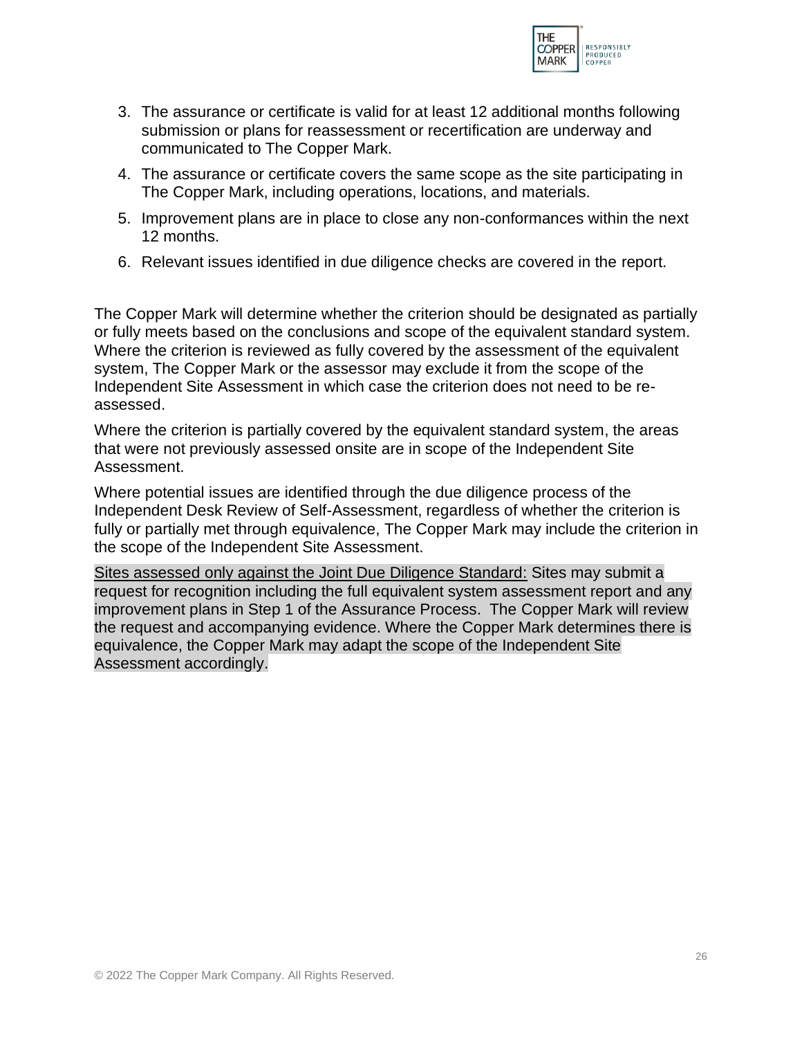3. The assurance or certificate is valid for at least 12 additional months following submission or plans for reassessment or recertification are underway and communicated to The Copper Mark.
4. The assurance or certificate covers the same scope as the site participating in The Copper Mark, including operations, locations, and materials.
5. Improvement plans are in place to close any non-conformances within the next 12 months.
6. Relevant issues identified in due diligence checks are covered in the report.

The Copper Mark will determine whether the criterion should be designated as partially or fully meets based on the conclusions and scope of the equivalent standard system. Where the criterion is reviewed as fully covered by the assessment of the equivalent system, The Copper Mark or the assessor may exclude it from the scope of the Independent Site Assessment in which case the criterion does not need to be re-assessed.

Where the criterion is partially covered by the equivalent standard system, the areas that were not previously assessed onsite are in scope of the Independent Site Assessment.

Where potential issues are identified through the due diligence process of the Independent Desk Review of Self-Assessment, regardless of whether the criterion is fully or partially met through equivalence, The Copper Mark may include the criterion in the scope of the Independent Site Assessment.

<u>Sites assessed only against the Joint Due Diligence Standard:</u> Sites may submit a request for recognition including the full equivalent system assessment report and any improvement plans in Step 1 of the Assurance Process. The Copper Mark will review the request and accompanying evidence. Where the Copper Mark determines there is equivalence, the Copper Mark may adapt the scope of the Independent Site Assessment accordingly.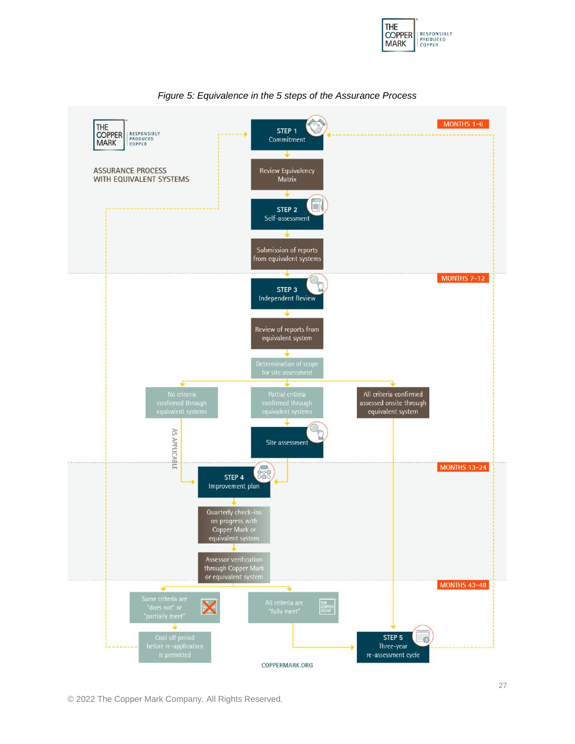*Figure 5: Equivalence in the 5 steps of the Assurance Process*

THE COPPER MARK | RESPONSIBLY PRODUCED COPPER

ASSURANCE PROCESS WITH EQUIVALENT SYSTEMS

MONTHS 1-6

STEP 1
Commitment

Review Equivalency Matrix

STEP 2
Self-assessment

Submission of reports from equivalent systems

MONTHS 7-12

STEP 3
Independent Review

Review of reports from equivalent system

Determination of scope for site assessment

No criteria confirmed through equivalent systems

Partial criteria confirmed through equivalent systems

All criteria confirmed assessed onsite through equivalent system

Site assessment

AS APPLICABLE

MONTHS 13-24

STEP 4
Improvement plan

Quarterly check-ins on progress with Copper Mark or equivalent system

Assessor verification through Copper Mark or equivalent system

MONTHS 43-48

Some criteria are "does not" or "partially meet"

All criteria are "fully meet"

Cool off period before re-application is permitted

STEP 5
Three-year re-assessment cycle

COPPERMARK.ORG

© 2022 The Copper Mark Company. All Rights Reserved.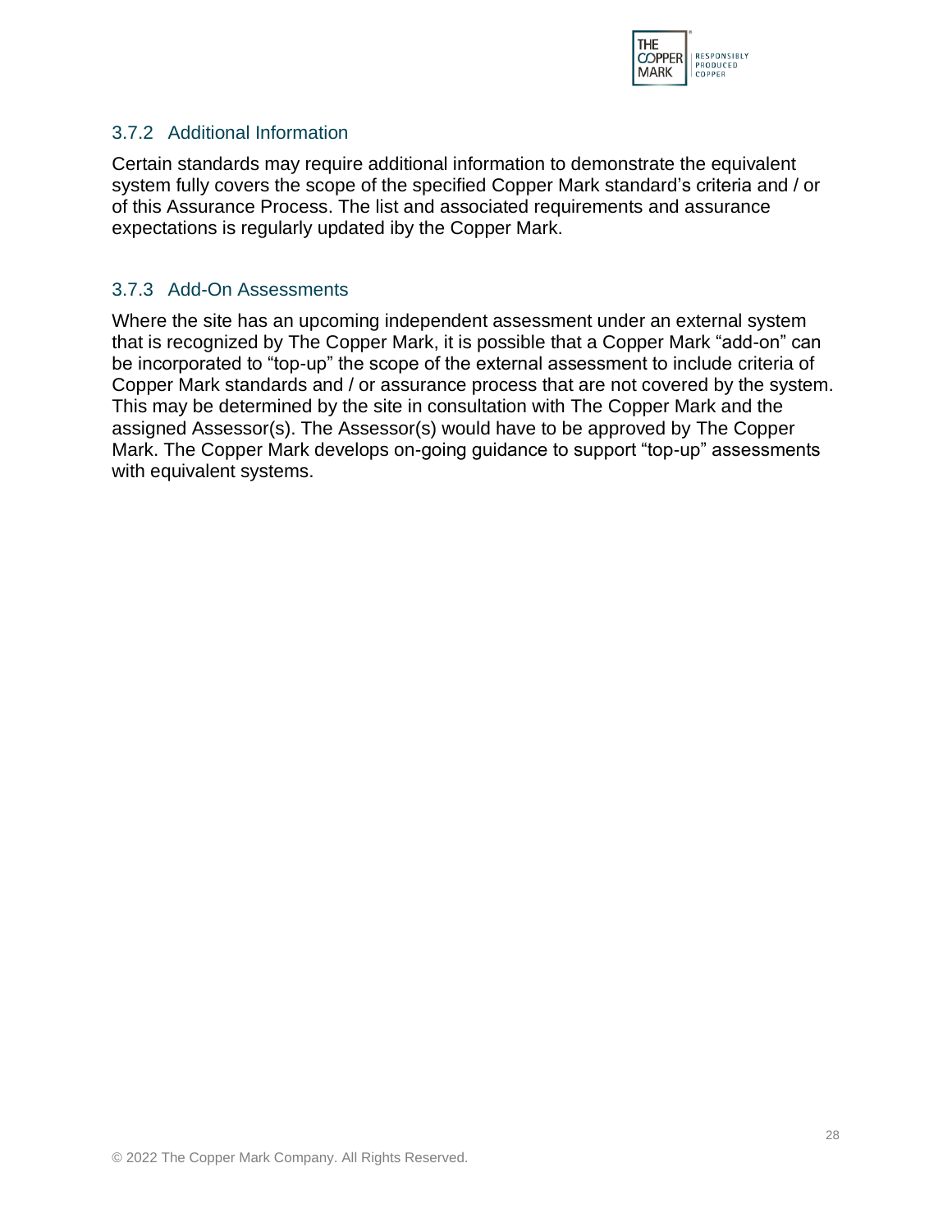### 3.7.2 Additional Information

Certain standards may require additional information to demonstrate the equivalent system fully covers the scope of the specified Copper Mark standard's criteria and / or of this Assurance Process. The list and associated requirements and assurance expectations is regularly updated iby the Copper Mark.

### 3.7.3 Add-On Assessments

Where the site has an upcoming independent assessment under an external system that is recognized by The Copper Mark, it is possible that a Copper Mark "add-on" can be incorporated to "top-up" the scope of the external assessment to include criteria of Copper Mark standards and / or assurance process that are not covered by the system. This may be determined by the site in consultation with The Copper Mark and the assigned Assessor(s). The Assessor(s) would have to be approved by The Copper Mark. The Copper Mark develops on-going guidance to support "top-up" assessments with equivalent systems.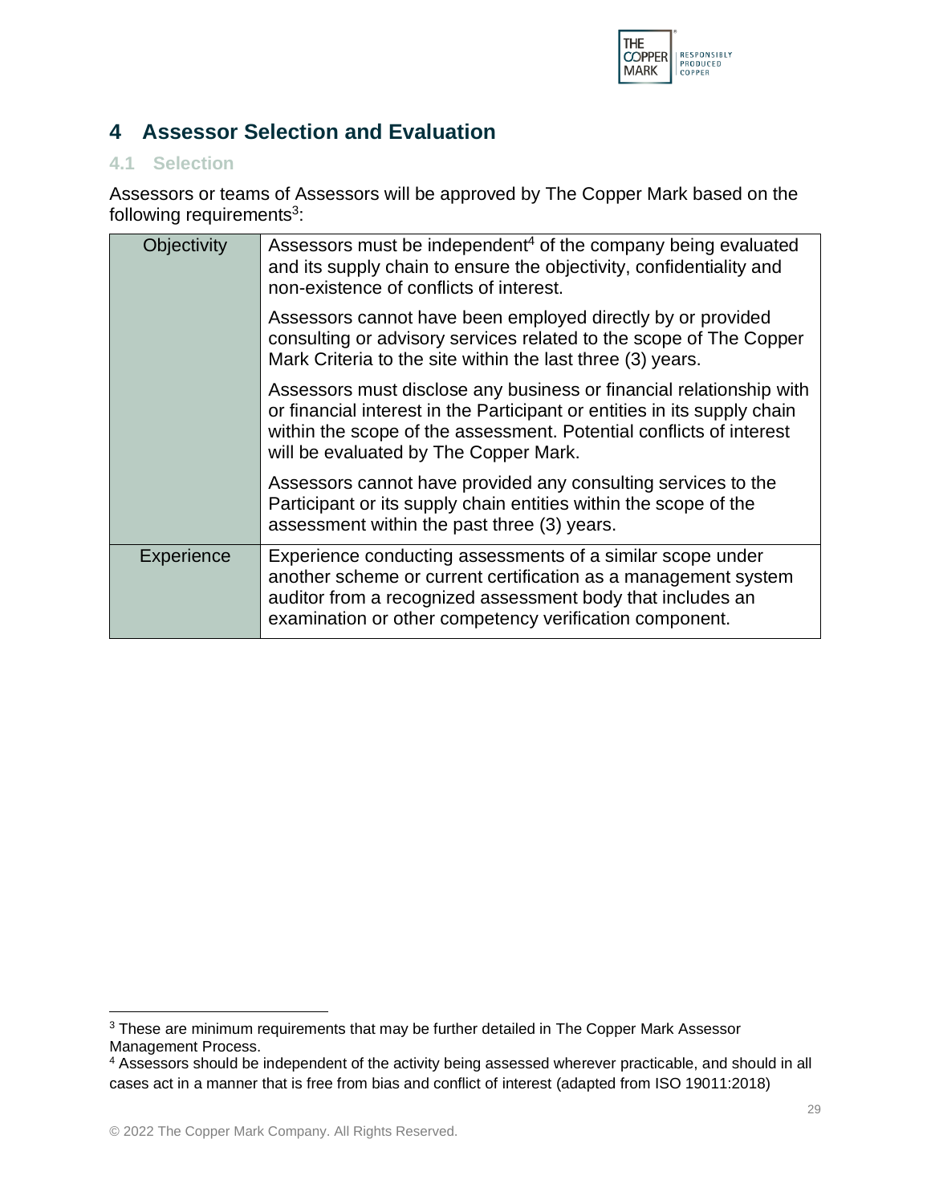# 4 Assessor Selection and Evaluation

## 4.1 Selection

Assessors or teams of Assessors will be approved by The Copper Mark based on the following requirements[3]:

| | |
|---|---|
| Objectivity | Assessors must be independent[4] of the company being evaluated and its supply chain to ensure the objectivity, confidentiality and non-existence of conflicts of interest.<br><br>Assessors cannot have been employed directly by or provided consulting or advisory services related to the scope of The Copper Mark Criteria to the site within the last three (3) years.<br><br>Assessors must disclose any business or financial relationship with or financial interest in the Participant or entities in its supply chain within the scope of the assessment. Potential conflicts of interest will be evaluated by The Copper Mark.<br><br>Assessors cannot have provided any consulting services to the Participant or its supply chain entities within the scope of the assessment within the past three (3) years. |
| Experience | Experience conducting assessments of a similar scope under another scheme or current certification as a management system auditor from a recognized assessment body that includes an examination or other competency verification component. |

[3] These are minimum requirements that may be further detailed in The Copper Mark Assessor Management Process.

[4] Assessors should be independent of the activity being assessed wherever practicable, and should in all cases act in a manner that is free from bias and conflict of interest (adapted from ISO 19011:2018)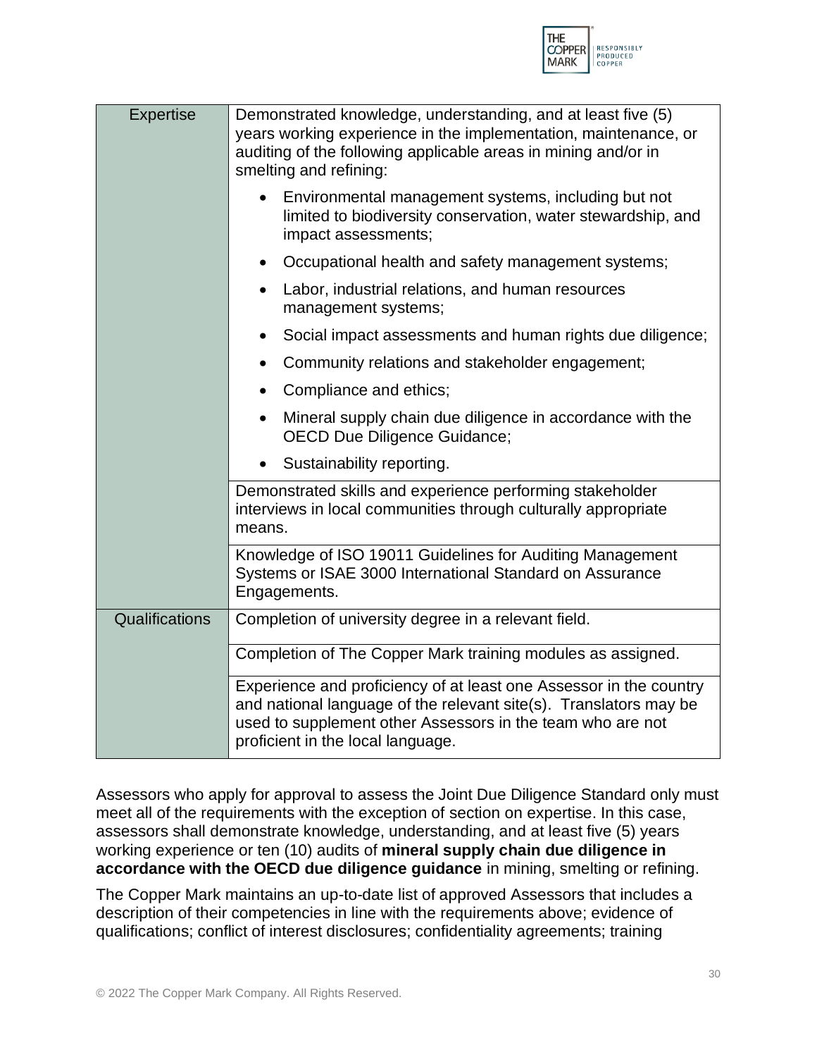| | |
|---|---|
| Expertise | Demonstrated knowledge, understanding, and at least five (5) years working experience in the implementation, maintenance, or auditing of the following applicable areas in mining and/or in smelting and refining:<br>• Environmental management systems, including but not limited to biodiversity conservation, water stewardship, and impact assessments;<br>• Occupational health and safety management systems;<br>• Labor, industrial relations, and human resources management systems;<br>• Social impact assessments and human rights due diligence;<br>• Community relations and stakeholder engagement;<br>• Compliance and ethics;<br>• Mineral supply chain due diligence in accordance with the OECD Due Diligence Guidance;<br>• Sustainability reporting. |
| | Demonstrated skills and experience performing stakeholder interviews in local communities through culturally appropriate means. |
| | Knowledge of ISO 19011 Guidelines for Auditing Management Systems or ISAE 3000 International Standard on Assurance Engagements. |
| Qualifications | Completion of university degree in a relevant field. |
| | Completion of The Copper Mark training modules as assigned. |
| | Experience and proficiency of at least one Assessor in the country and national language of the relevant site(s). Translators may be used to supplement other Assessors in the team who are not proficient in the local language. |

Assessors who apply for approval to assess the Joint Due Diligence Standard only must meet all of the requirements with the exception of section on expertise. In this case, assessors shall demonstrate knowledge, understanding, and at least five (5) years working experience or ten (10) audits of **mineral supply chain due diligence in accordance with the OECD due diligence guidance** in mining, smelting or refining.

The Copper Mark maintains an up-to-date list of approved Assessors that includes a description of their competencies in line with the requirements above; evidence of qualifications; conflict of interest disclosures; confidentiality agreements; training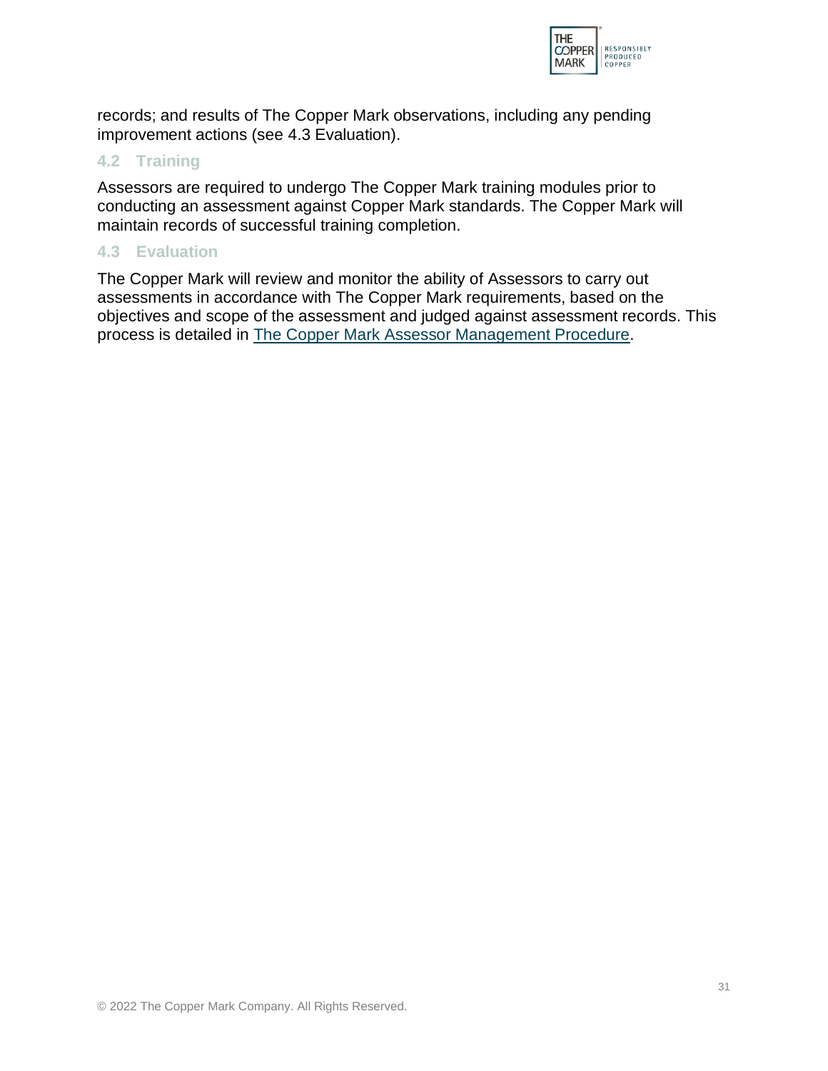records; and results of The Copper Mark observations, including any pending improvement actions (see 4.3 Evaluation).

## 4.2 Training

Assessors are required to undergo The Copper Mark training modules prior to conducting an assessment against Copper Mark standards. The Copper Mark will maintain records of successful training completion.

## 4.3 Evaluation

The Copper Mark will review and monitor the ability of Assessors to carry out assessments in accordance with The Copper Mark requirements, based on the objectives and scope of the assessment and judged against assessment records. This process is detailed in The Copper Mark Assessor Management Procedure.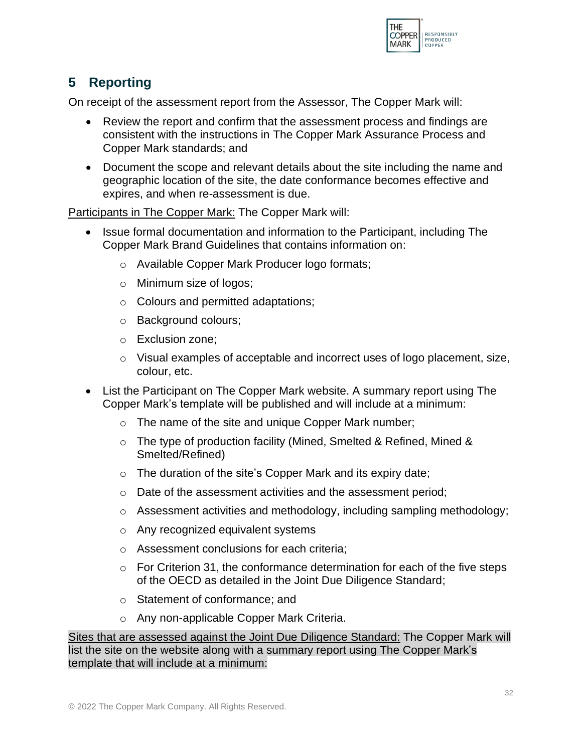## 5 Reporting

On receipt of the assessment report from the Assessor, The Copper Mark will:

- Review the report and confirm that the assessment process and findings are consistent with the instructions in The Copper Mark Assurance Process and Copper Mark standards; and
- Document the scope and relevant details about the site including the name and geographic location of the site, the date conformance becomes effective and expires, and when re-assessment is due.

Participants in The Copper Mark: The Copper Mark will:

- Issue formal documentation and information to the Participant, including The Copper Mark Brand Guidelines that contains information on:
  - Available Copper Mark Producer logo formats;
  - Minimum size of logos;
  - Colours and permitted adaptations;
  - Background colours;
  - Exclusion zone;
  - Visual examples of acceptable and incorrect uses of logo placement, size, colour, etc.
- List the Participant on The Copper Mark website. A summary report using The Copper Mark's template will be published and will include at a minimum:
  - The name of the site and unique Copper Mark number;
  - The type of production facility (Mined, Smelted & Refined, Mined & Smelted/Refined)
  - The duration of the site's Copper Mark and its expiry date;
  - Date of the assessment activities and the assessment period;
  - Assessment activities and methodology, including sampling methodology;
  - Any recognized equivalent systems
  - Assessment conclusions for each criteria;
  - For Criterion 31, the conformance determination for each of the five steps of the OECD as detailed in the Joint Due Diligence Standard;
  - Statement of conformance; and
  - Any non-applicable Copper Mark Criteria.

Sites that are assessed against the Joint Due Diligence Standard: The Copper Mark will list the site on the website along with a summary report using The Copper Mark's template that will include at a minimum: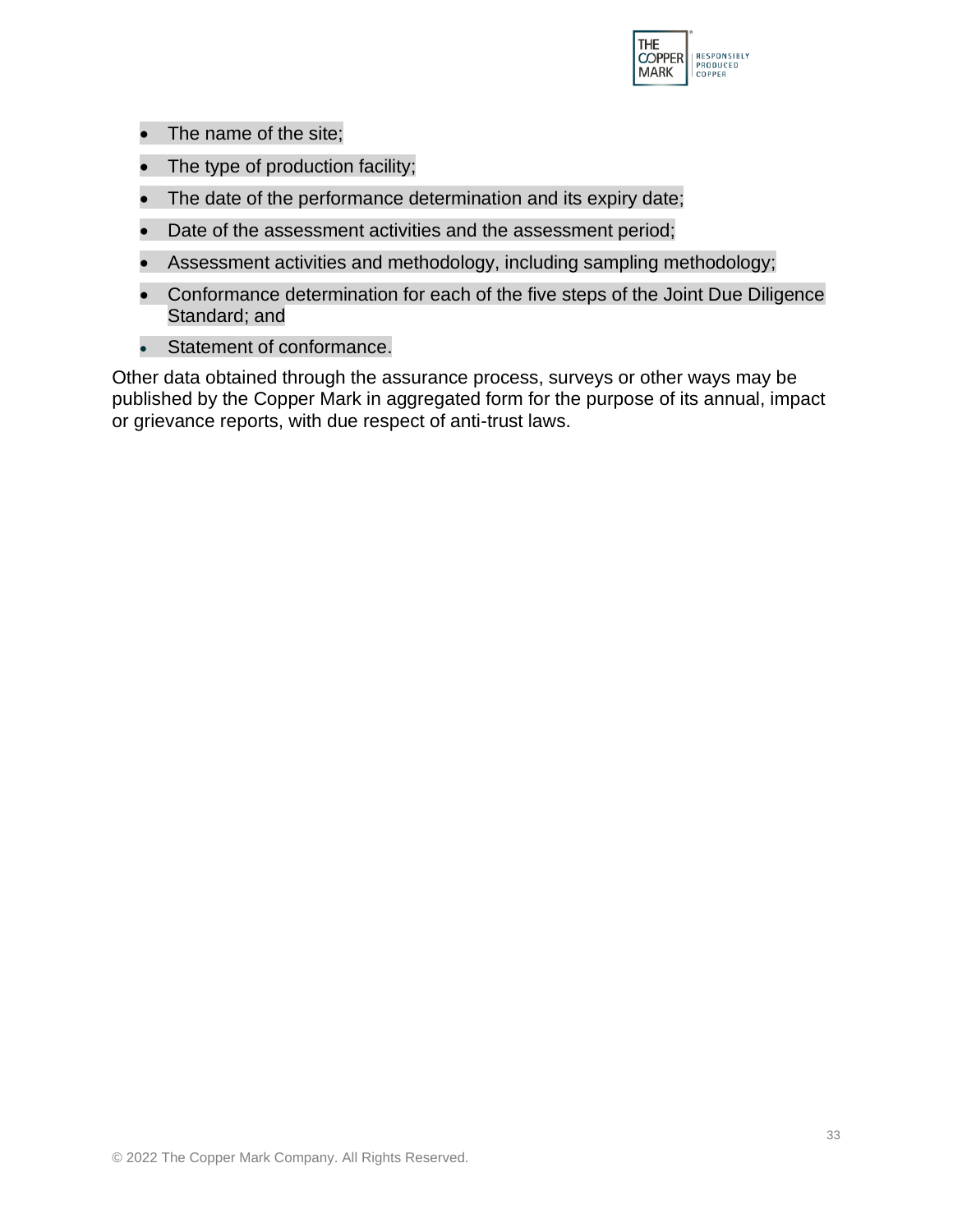- The name of the site;
- The type of production facility;
- The date of the performance determination and its expiry date;
- Date of the assessment activities and the assessment period;
- Assessment activities and methodology, including sampling methodology;
- Conformance determination for each of the five steps of the Joint Due Diligence Standard; and
- Statement of conformance.

Other data obtained through the assurance process, surveys or other ways may be published by the Copper Mark in aggregated form for the purpose of its annual, impact or grievance reports, with due respect of anti-trust laws.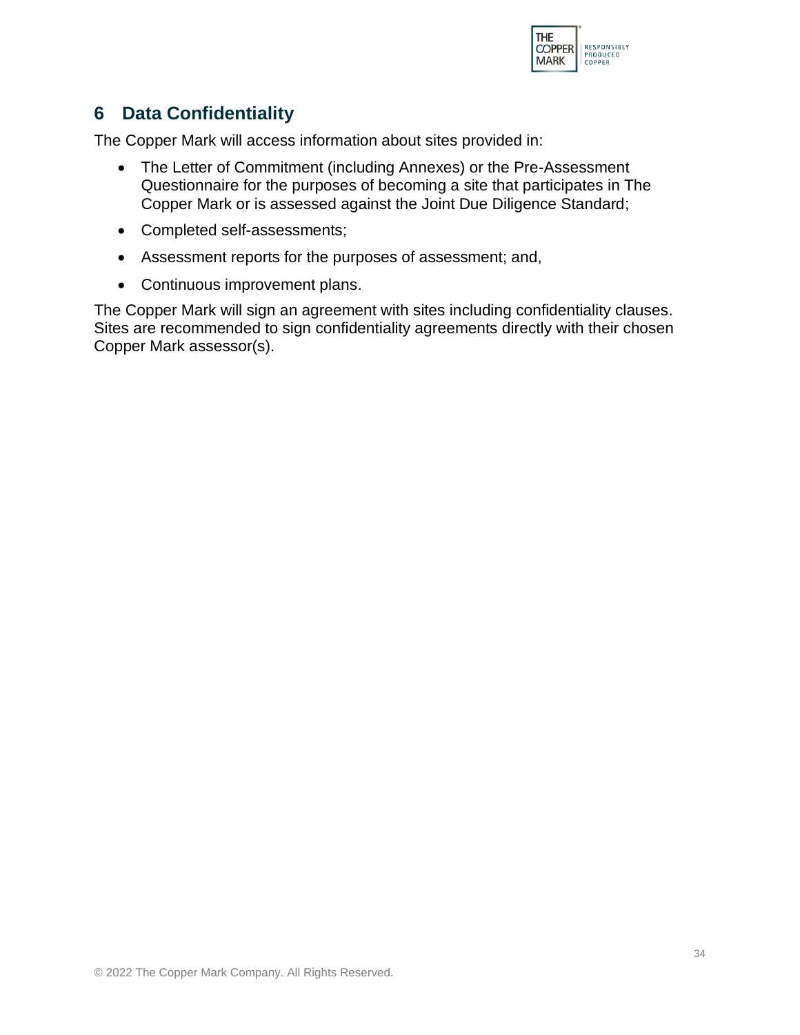## 6 Data Confidentiality

The Copper Mark will access information about sites provided in:

- The Letter of Commitment (including Annexes) or the Pre-Assessment Questionnaire for the purposes of becoming a site that participates in The Copper Mark or is assessed against the Joint Due Diligence Standard;
- Completed self-assessments;
- Assessment reports for the purposes of assessment; and,
- Continuous improvement plans.

The Copper Mark will sign an agreement with sites including confidentiality clauses. Sites are recommended to sign confidentiality agreements directly with their chosen Copper Mark assessor(s).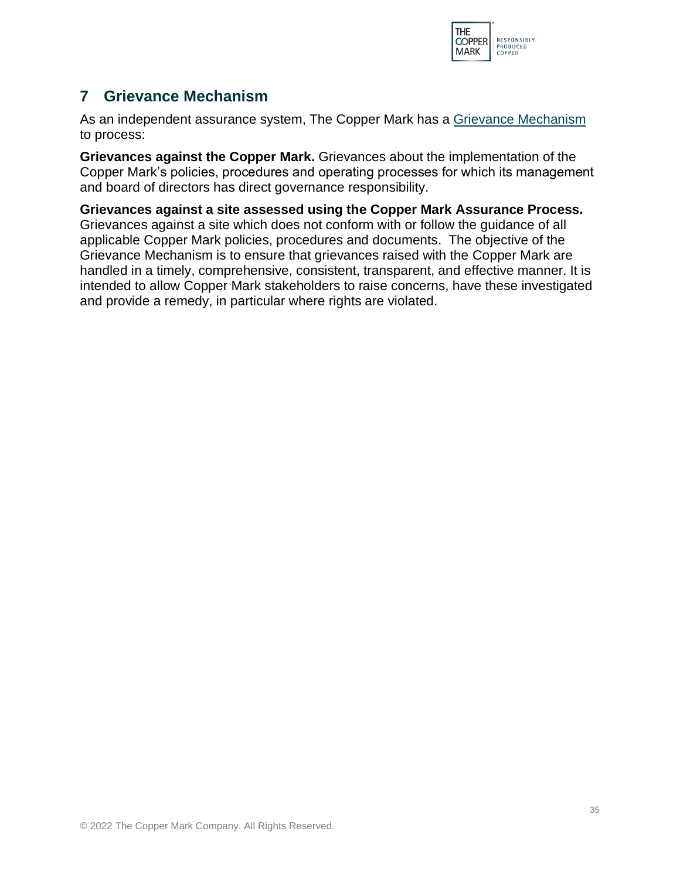# 7 Grievance Mechanism

As an independent assurance system, The Copper Mark has a Grievance Mechanism to process:

**Grievances against the Copper Mark.** Grievances about the implementation of the Copper Mark's policies, procedures and operating processes for which its management and board of directors has direct governance responsibility.

**Grievances against a site assessed using the Copper Mark Assurance Process.** Grievances against a site which does not conform with or follow the guidance of all applicable Copper Mark policies, procedures and documents. The objective of the Grievance Mechanism is to ensure that grievances raised with the Copper Mark are handled in a timely, comprehensive, consistent, transparent, and effective manner. It is intended to allow Copper Mark stakeholders to raise concerns, have these investigated and provide a remedy, in particular where rights are violated.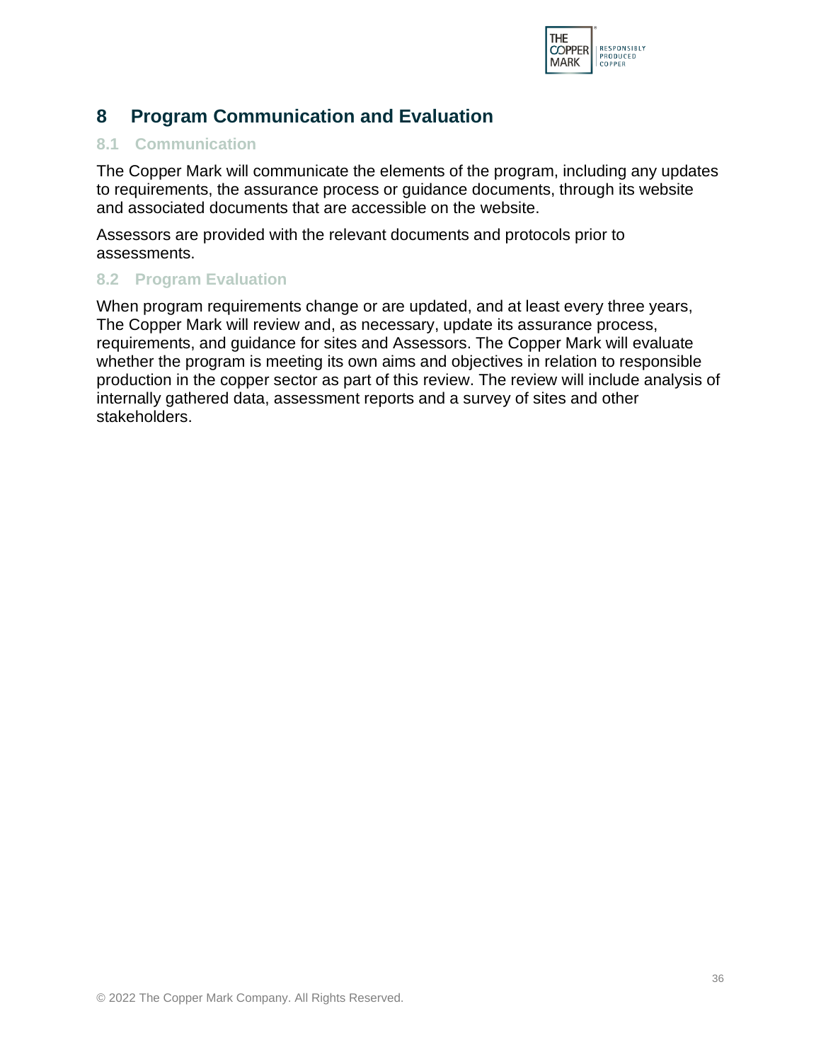# 8 Program Communication and Evaluation

## 8.1 Communication

The Copper Mark will communicate the elements of the program, including any updates to requirements, the assurance process or guidance documents, through its website and associated documents that are accessible on the website.

Assessors are provided with the relevant documents and protocols prior to assessments.

## 8.2 Program Evaluation

When program requirements change or are updated, and at least every three years, The Copper Mark will review and, as necessary, update its assurance process, requirements, and guidance for sites and Assessors. The Copper Mark will evaluate whether the program is meeting its own aims and objectives in relation to responsible production in the copper sector as part of this review. The review will include analysis of internally gathered data, assessment reports and a survey of sites and other stakeholders.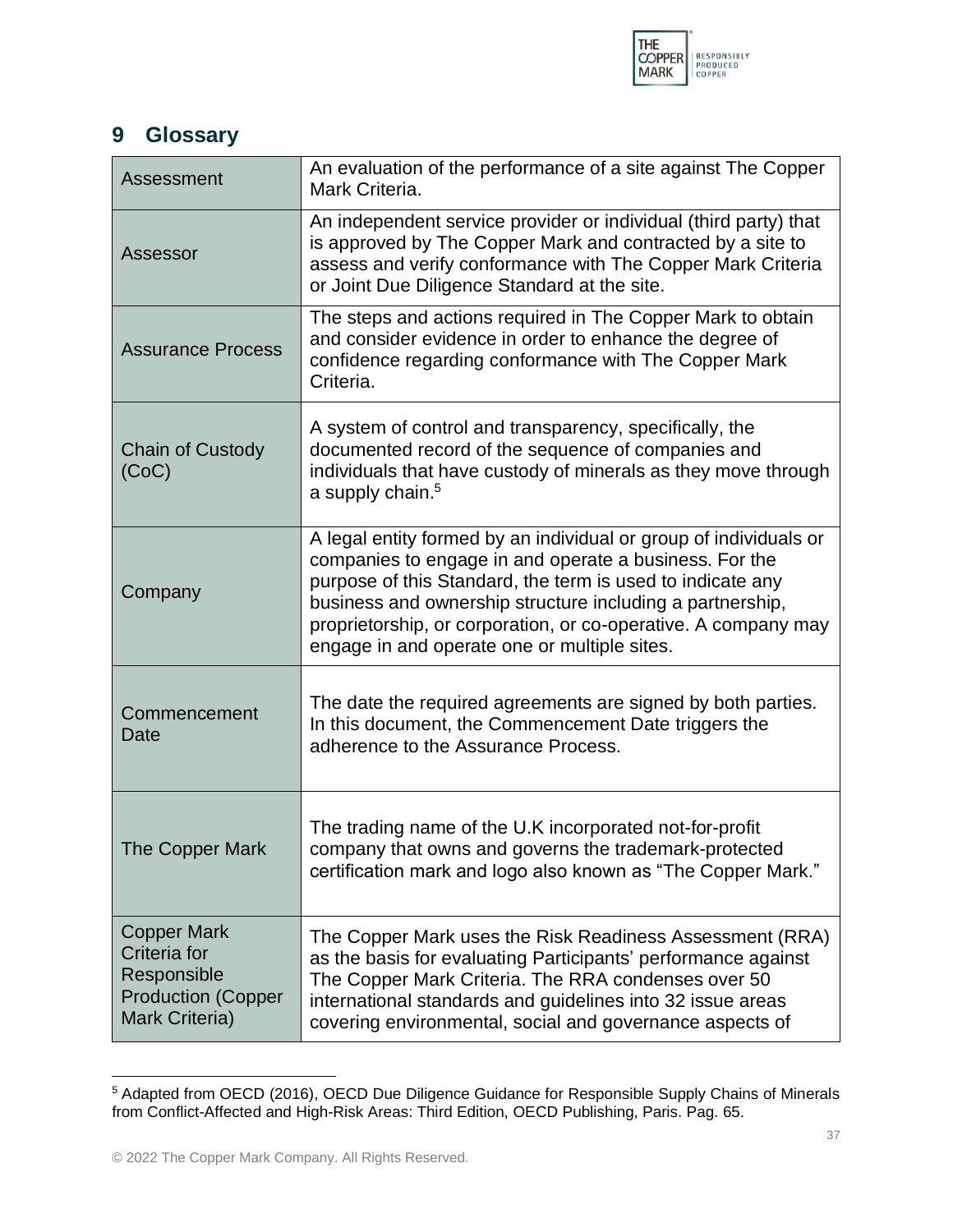## 9 Glossary

| Term | Definition |
| --- | --- |
| Assessment | An evaluation of the performance of a site against The Copper Mark Criteria. |
| Assessor | An independent service provider or individual (third party) that is approved by The Copper Mark and contracted by a site to assess and verify conformance with The Copper Mark Criteria or Joint Due Diligence Standard at the site. |
| Assurance Process | The steps and actions required in The Copper Mark to obtain and consider evidence in order to enhance the degree of confidence regarding conformance with The Copper Mark Criteria. |
| Chain of Custody (CoC) | A system of control and transparency, specifically, the documented record of the sequence of companies and individuals that have custody of minerals as they move through a supply chain.[5] |
| Company | A legal entity formed by an individual or group of individuals or companies to engage in and operate a business. For the purpose of this Standard, the term is used to indicate any business and ownership structure including a partnership, proprietorship, or corporation, or co-operative. A company may engage in and operate one or multiple sites. |
| Commencement Date | The date the required agreements are signed by both parties. In this document, the Commencement Date triggers the adherence to the Assurance Process. |
| The Copper Mark | The trading name of the U.K incorporated not-for-profit company that owns and governs the trademark-protected certification mark and logo also known as "The Copper Mark." |
| Copper Mark Criteria for Responsible Production (Copper Mark Criteria) | The Copper Mark uses the Risk Readiness Assessment (RRA) as the basis for evaluating Participants' performance against The Copper Mark Criteria. The RRA condenses over 50 international standards and guidelines into 32 issue areas covering environmental, social and governance aspects of |

[5] Adapted from OECD (2016), OECD Due Diligence Guidance for Responsible Supply Chains of Minerals from Conflict-Affected and High-Risk Areas: Third Edition, OECD Publishing, Paris. Pag. 65.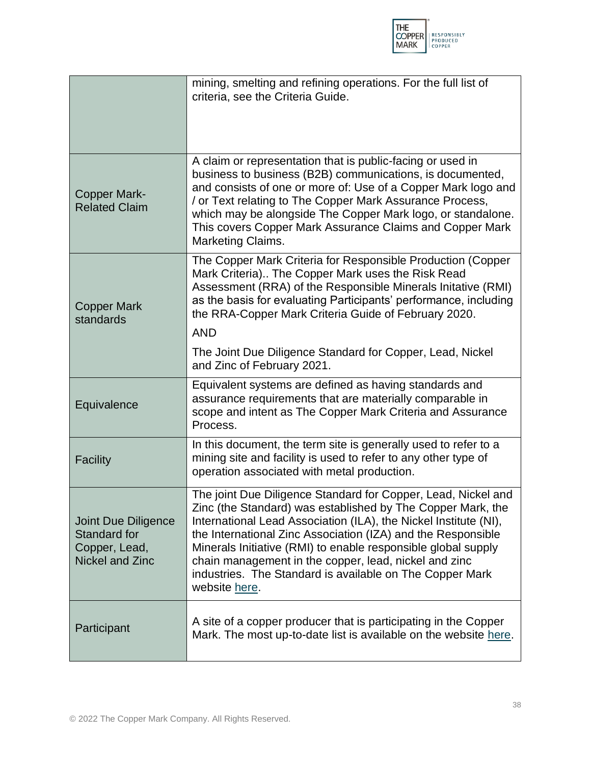| | |
|---|---|
| | mining, smelting and refining operations. For the full list of criteria, see the Criteria Guide. |
| Copper Mark-Related Claim | A claim or representation that is public-facing or used in business to business (B2B) communications, is documented, and consists of one or more of: Use of a Copper Mark logo and / or Text relating to The Copper Mark Assurance Process, which may be alongside The Copper Mark logo, or standalone. This covers Copper Mark Assurance Claims and Copper Mark Marketing Claims. |
| Copper Mark standards | The Copper Mark Criteria for Responsible Production (Copper Mark Criteria).. The Copper Mark uses the Risk Read Assessment (RRA) of the Responsible Minerals Initative (RMI) as the basis for evaluating Participants' performance, including the RRA-Copper Mark Criteria Guide of February 2020.<br><br>AND<br><br>The Joint Due Diligence Standard for Copper, Lead, Nickel and Zinc of February 2021. |
| Equivalence | Equivalent systems are defined as having standards and assurance requirements that are materially comparable in scope and intent as The Copper Mark Criteria and Assurance Process. |
| Facility | In this document, the term site is generally used to refer to a mining site and facility is used to refer to any other type of operation associated with metal production. |
| Joint Due Diligence Standard for Copper, Lead, Nickel and Zinc | The joint Due Diligence Standard for Copper, Lead, Nickel and Zinc (the Standard) was established by The Copper Mark, the International Lead Association (ILA), the Nickel Institute (NI), the International Zinc Association (IZA) and the Responsible Minerals Initiative (RMI) to enable responsible global supply chain management in the copper, lead, nickel and zinc industries. The Standard is available on The Copper Mark website here. |
| Participant | A site of a copper producer that is participating in the Copper Mark. The most up-to-date list is available on the website here. |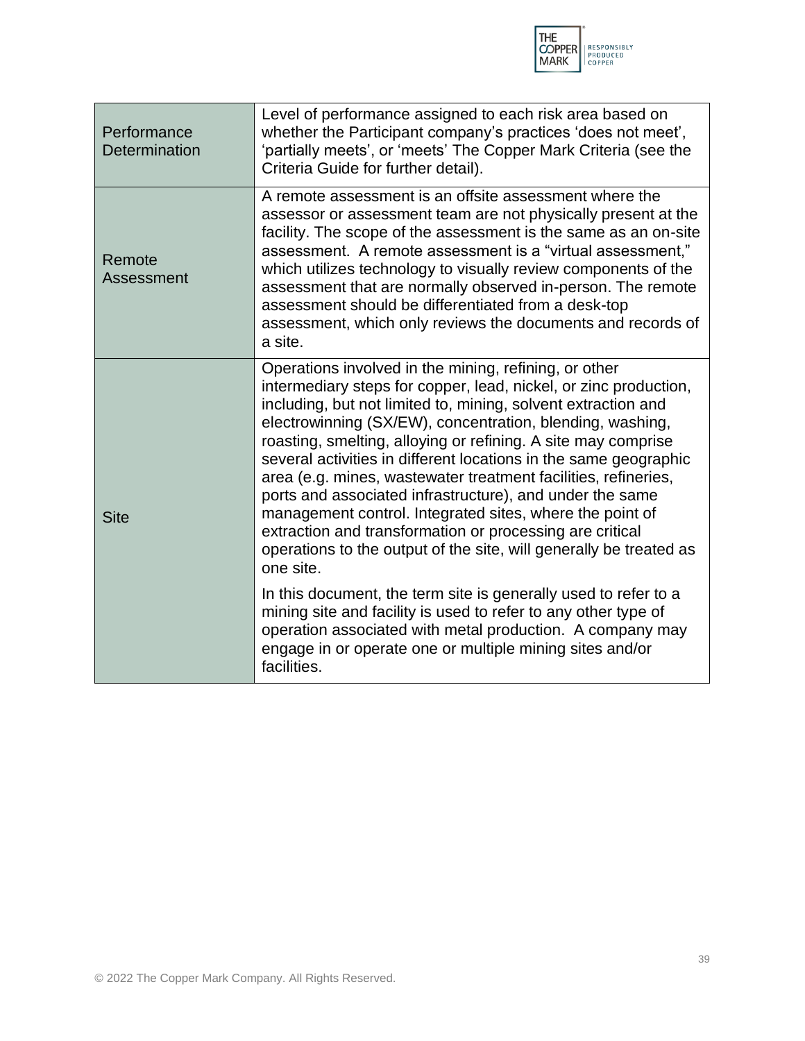| | |
|---|---|
| Performance Determination | Level of performance assigned to each risk area based on whether the Participant company's practices 'does not meet', 'partially meets', or 'meets' The Copper Mark Criteria (see the Criteria Guide for further detail). |
| Remote Assessment | A remote assessment is an offsite assessment where the assessor or assessment team are not physically present at the facility. The scope of the assessment is the same as an on-site assessment. A remote assessment is a "virtual assessment," which utilizes technology to visually review components of the assessment that are normally observed in-person. The remote assessment should be differentiated from a desk-top assessment, which only reviews the documents and records of a site. |
| Site | Operations involved in the mining, refining, or other intermediary steps for copper, lead, nickel, or zinc production, including, but not limited to, mining, solvent extraction and electrowinning (SX/EW), concentration, blending, washing, roasting, smelting, alloying or refining. A site may comprise several activities in different locations in the same geographic area (e.g. mines, wastewater treatment facilities, refineries, ports and associated infrastructure), and under the same management control. Integrated sites, where the point of extraction and transformation or processing are critical operations to the output of the site, will generally be treated as one site.<br><br>In this document, the term site is generally used to refer to a mining site and facility is used to refer to any other type of operation associated with metal production. A company may engage in or operate one or multiple mining sites and/or facilities. |

© 2022 The Copper Mark Company. All Rights Reserved.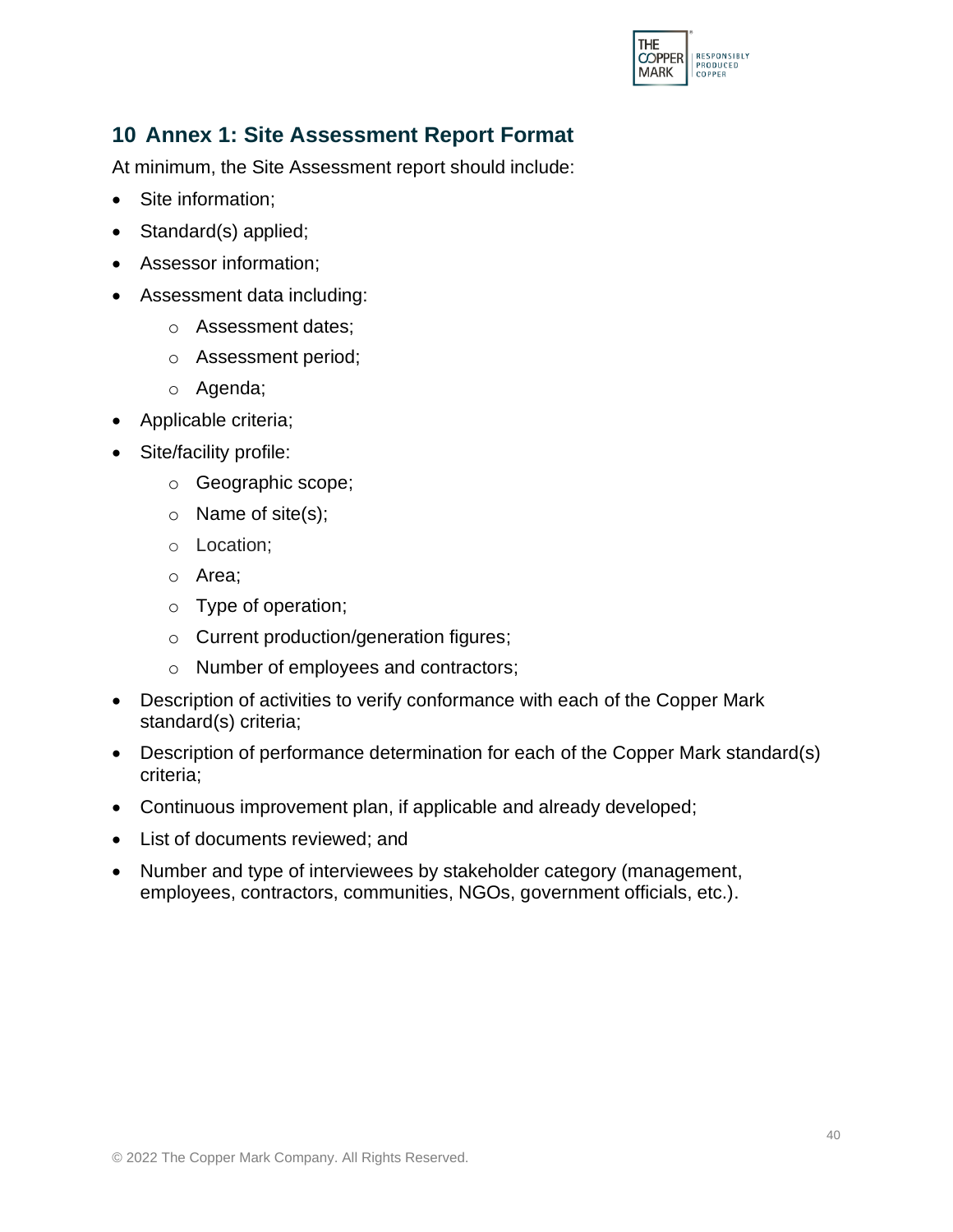## 10 Annex 1: Site Assessment Report Format

At minimum, the Site Assessment report should include:

- Site information;
- Standard(s) applied;
- Assessor information;
- Assessment data including:
  - Assessment dates;
  - Assessment period;
  - Agenda;
- Applicable criteria;
- Site/facility profile:
  - Geographic scope;
  - Name of site(s);
  - Location;
  - Area;
  - Type of operation;
  - Current production/generation figures;
  - Number of employees and contractors;
- Description of activities to verify conformance with each of the Copper Mark standard(s) criteria;
- Description of performance determination for each of the Copper Mark standard(s) criteria;
- Continuous improvement plan, if applicable and already developed;
- List of documents reviewed; and
- Number and type of interviewees by stakeholder category (management, employees, contractors, communities, NGOs, government officials, etc.).